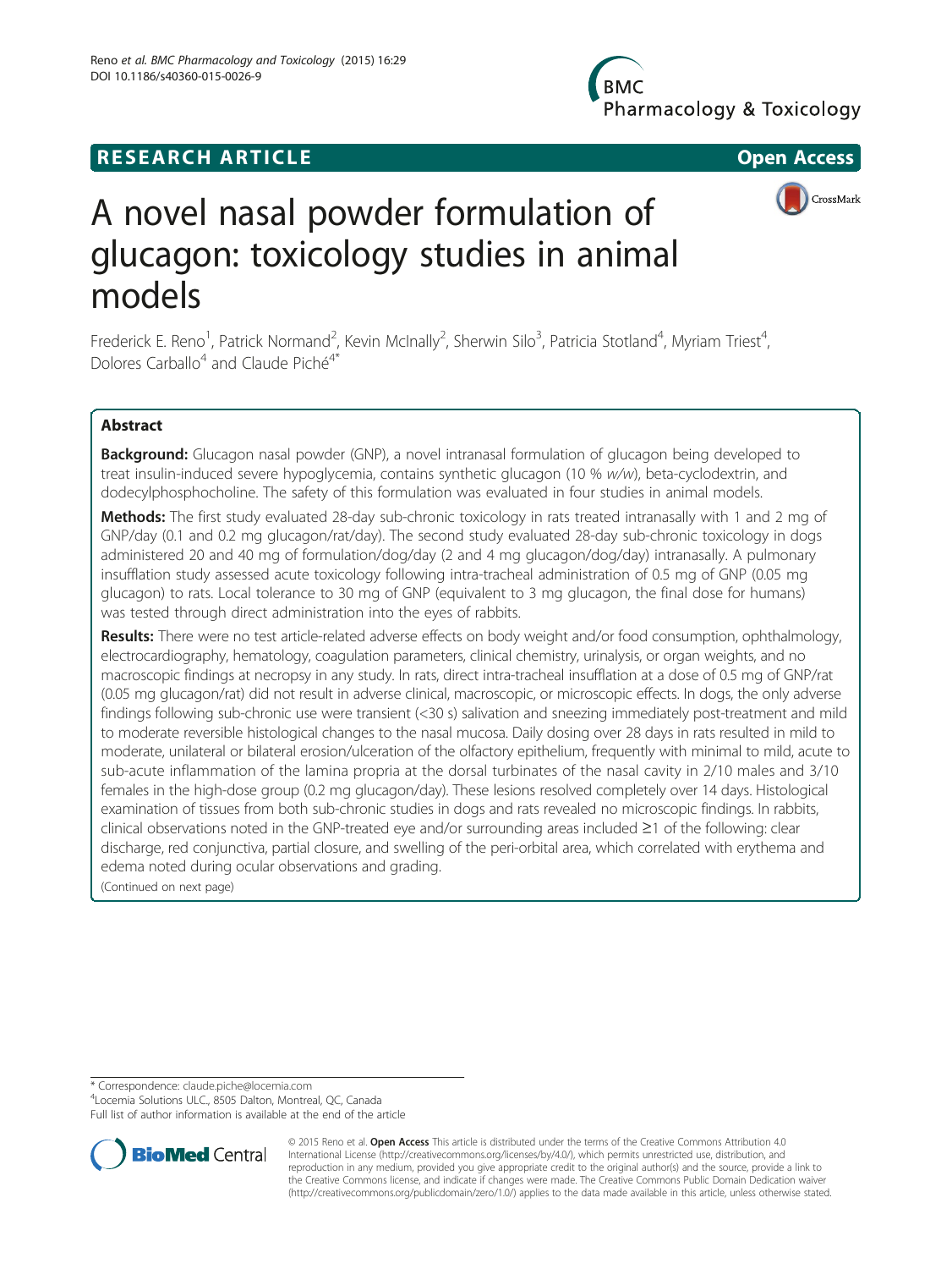**RESEARCH ARTICLE** **Open Access**

# A novel nasal powder formulation of glucagon: toxicology studies in animal models

Frederick E. Reno[1], Patrick Normand[2], Kevin McInally[2], Sherwin Silo[3], Patricia Stotland[4], Myriam Triest[4], Dolores Carballo[4] and Claude Piché[4*]

## Abstract

**Background:** Glucagon nasal powder (GNP), a novel intranasal formulation of glucagon being developed to treat insulin-induced severe hypoglycemia, contains synthetic glucagon (10 % *w/w*), beta-cyclodextrin, and dodecylphosphocholine. The safety of this formulation was evaluated in four studies in animal models.

**Methods:** The first study evaluated 28-day sub-chronic toxicology in rats treated intranasally with 1 and 2 mg of GNP/day (0.1 and 0.2 mg glucagon/rat/day). The second study evaluated 28-day sub-chronic toxicology in dogs administered 20 and 40 mg of formulation/dog/day (2 and 4 mg glucagon/dog/day) intranasally. A pulmonary insufflation study assessed acute toxicology following intra-tracheal administration of 0.5 mg of GNP (0.05 mg glucagon) to rats. Local tolerance to 30 mg of GNP (equivalent to 3 mg glucagon, the final dose for humans) was tested through direct administration into the eyes of rabbits.

**Results:** There were no test article-related adverse effects on body weight and/or food consumption, ophthalmology, electrocardiography, hematology, coagulation parameters, clinical chemistry, urinalysis, or organ weights, and no macroscopic findings at necropsy in any study. In rats, direct intra-tracheal insufflation at a dose of 0.5 mg of GNP/rat (0.05 mg glucagon/rat) did not result in adverse clinical, macroscopic, or microscopic effects. In dogs, the only adverse findings following sub-chronic use were transient (<30 s) salivation and sneezing immediately post-treatment and mild to moderate reversible histological changes to the nasal mucosa. Daily dosing over 28 days in rats resulted in mild to moderate, unilateral or bilateral erosion/ulceration of the olfactory epithelium, frequently with minimal to mild, acute to sub-acute inflammation of the lamina propria at the dorsal turbinates of the nasal cavity in 2/10 males and 3/10 females in the high-dose group (0.2 mg glucagon/day). These lesions resolved completely over 14 days. Histological examination of tissues from both sub-chronic studies in dogs and rats revealed no microscopic findings. In rabbits, clinical observations noted in the GNP-treated eye and/or surrounding areas included ≥1 of the following: clear discharge, red conjunctiva, partial closure, and swelling of the peri-orbital area, which correlated with erythema and edema noted during ocular observations and grading.

(Continued on next page)

* Correspondence: claude.piche@locemia.com
[4]Locemia Solutions ULC., 8505 Dalton, Montreal, QC, Canada
Full list of author information is available at the end of the article

© 2015 Reno et al. **Open Access** This article is distributed under the terms of the Creative Commons Attribution 4.0 International License (http://creativecommons.org/licenses/by/4.0/), which permits unrestricted use, distribution, and reproduction in any medium, provided you give appropriate credit to the original author(s) and the source, provide a link to the Creative Commons license, and indicate if changes were made. The Creative Commons Public Domain Dedication waiver (http://creativecommons.org/publicdomain/zero/1.0/) applies to the data made available in this article, unless otherwise stated.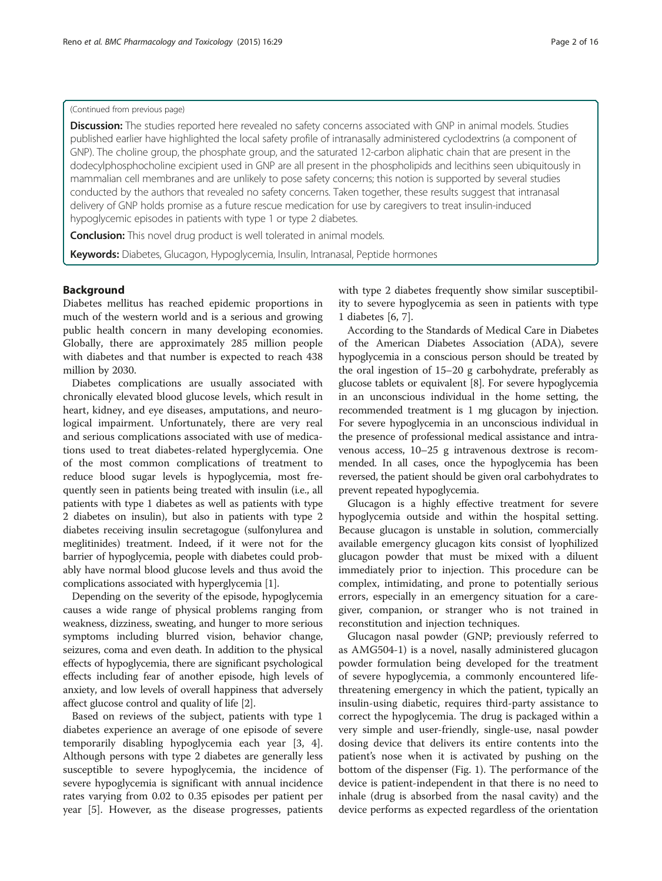(Continued from previous page)

**Discussion:** The studies reported here revealed no safety concerns associated with GNP in animal models. Studies published earlier have highlighted the local safety profile of intranasally administered cyclodextrins (a component of GNP). The choline group, the phosphate group, and the saturated 12-carbon aliphatic chain that are present in the dodecylphosphocholine excipient used in GNP are all present in the phospholipids and lecithins seen ubiquitously in mammalian cell membranes and are unlikely to pose safety concerns; this notion is supported by several studies conducted by the authors that revealed no safety concerns. Taken together, these results suggest that intranasal delivery of GNP holds promise as a future rescue medication for use by caregivers to treat insulin-induced hypoglycemic episodes in patients with type 1 or type 2 diabetes.

**Conclusion:** This novel drug product is well tolerated in animal models.

**Keywords:** Diabetes, Glucagon, Hypoglycemia, Insulin, Intranasal, Peptide hormones

## Background

Diabetes mellitus has reached epidemic proportions in much of the western world and is a serious and growing public health concern in many developing economies. Globally, there are approximately 285 million people with diabetes and that number is expected to reach 438 million by 2030.

Diabetes complications are usually associated with chronically elevated blood glucose levels, which result in heart, kidney, and eye diseases, amputations, and neurological impairment. Unfortunately, there are very real and serious complications associated with use of medications used to treat diabetes-related hyperglycemia. One of the most common complications of treatment to reduce blood sugar levels is hypoglycemia, most frequently seen in patients being treated with insulin (i.e., all patients with type 1 diabetes as well as patients with type 2 diabetes on insulin), but also in patients with type 2 diabetes receiving insulin secretagogue (sulfonylurea and meglitinides) treatment. Indeed, if it were not for the barrier of hypoglycemia, people with diabetes could probably have normal blood glucose levels and thus avoid the complications associated with hyperglycemia [1].

Depending on the severity of the episode, hypoglycemia causes a wide range of physical problems ranging from weakness, dizziness, sweating, and hunger to more serious symptoms including blurred vision, behavior change, seizures, coma and even death. In addition to the physical effects of hypoglycemia, there are significant psychological effects including fear of another episode, high levels of anxiety, and low levels of overall happiness that adversely affect glucose control and quality of life [2].

Based on reviews of the subject, patients with type 1 diabetes experience an average of one episode of severe temporarily disabling hypoglycemia each year [3, 4]. Although persons with type 2 diabetes are generally less susceptible to severe hypoglycemia, the incidence of severe hypoglycemia is significant with annual incidence rates varying from 0.02 to 0.35 episodes per patient per year [5]. However, as the disease progresses, patients with type 2 diabetes frequently show similar susceptibility to severe hypoglycemia as seen in patients with type 1 diabetes [6, 7].

According to the Standards of Medical Care in Diabetes of the American Diabetes Association (ADA), severe hypoglycemia in a conscious person should be treated by the oral ingestion of 15–20 g carbohydrate, preferably as glucose tablets or equivalent [8]. For severe hypoglycemia in an unconscious individual in the home setting, the recommended treatment is 1 mg glucagon by injection. For severe hypoglycemia in an unconscious individual in the presence of professional medical assistance and intravenous access, 10–25 g intravenous dextrose is recommended. In all cases, once the hypoglycemia has been reversed, the patient should be given oral carbohydrates to prevent repeated hypoglycemia.

Glucagon is a highly effective treatment for severe hypoglycemia outside and within the hospital setting. Because glucagon is unstable in solution, commercially available emergency glucagon kits consist of lyophilized glucagon powder that must be mixed with a diluent immediately prior to injection. This procedure can be complex, intimidating, and prone to potentially serious errors, especially in an emergency situation for a caregiver, companion, or stranger who is not trained in reconstitution and injection techniques.

Glucagon nasal powder (GNP; previously referred to as AMG504-1) is a novel, nasally administered glucagon powder formulation being developed for the treatment of severe hypoglycemia, a commonly encountered life-threatening emergency in which the patient, typically an insulin-using diabetic, requires third-party assistance to correct the hypoglycemia. The drug is packaged within a very simple and user-friendly, single-use, nasal powder dosing device that delivers its entire contents into the patient's nose when it is activated by pushing on the bottom of the dispenser (Fig. 1). The performance of the device is patient-independent in that there is no need to inhale (drug is absorbed from the nasal cavity) and the device performs as expected regardless of the orientation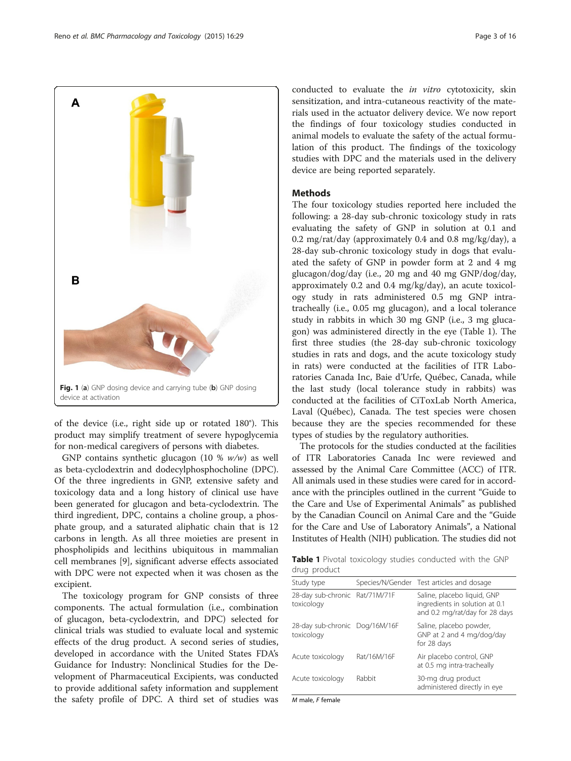Fig. 1 (**a**) GNP dosing device and carrying tube (**b**) GNP dosing device at activation

of the device (i.e., right side up or rotated 180°). This product may simplify treatment of severe hypoglycemia for non-medical caregivers of persons with diabetes.

GNP contains synthetic glucagon (10 % *w/w*) as well as beta-cyclodextrin and dodecylphosphocholine (DPC). Of the three ingredients in GNP, extensive safety and toxicology data and a long history of clinical use have been generated for glucagon and beta-cyclodextrin. The third ingredient, DPC, contains a choline group, a phosphate group, and a saturated aliphatic chain that is 12 carbons in length. As all three moieties are present in phospholipids and lecithins ubiquitous in mammalian cell membranes [9], significant adverse effects associated with DPC were not expected when it was chosen as the excipient.

The toxicology program for GNP consists of three components. The actual formulation (i.e., combination of glucagon, beta-cyclodextrin, and DPC) selected for clinical trials was studied to evaluate local and systemic effects of the drug product. A second series of studies, developed in accordance with the United States FDA's Guidance for Industry: Nonclinical Studies for the Development of Pharmaceutical Excipients, was conducted to provide additional safety information and supplement the safety profile of DPC. A third set of studies was conducted to evaluate the *in vitro* cytotoxicity, skin sensitization, and intra-cutaneous reactivity of the materials used in the actuator delivery device. We now report the findings of four toxicology studies conducted in animal models to evaluate the safety of the actual formulation of this product. The findings of the toxicology studies with DPC and the materials used in the delivery device are being reported separately.

## Methods

The four toxicology studies reported here included the following: a 28-day sub-chronic toxicology study in rats evaluating the safety of GNP in solution at 0.1 and 0.2 mg/rat/day (approximately 0.4 and 0.8 mg/kg/day), a 28-day sub-chronic toxicology study in dogs that evaluated the safety of GNP in powder form at 2 and 4 mg glucagon/dog/day (i.e., 20 mg and 40 mg GNP/dog/day, approximately 0.2 and 0.4 mg/kg/day), an acute toxicology study in rats administered 0.5 mg GNP intratracheally (i.e., 0.05 mg glucagon), and a local tolerance study in rabbits in which 30 mg GNP (i.e., 3 mg glucagon) was administered directly in the eye (Table 1). The first three studies (the 28-day sub-chronic toxicology studies in rats and dogs, and the acute toxicology study in rats) were conducted at the facilities of ITR Laboratories Canada Inc, Baie d'Urfe, Québec, Canada, while the last study (local tolerance study in rabbits) was conducted at the facilities of CiToxLab North America, Laval (Québec), Canada. The test species were chosen because they are the species recommended for these types of studies by the regulatory authorities.

The protocols for the studies conducted at the facilities of ITR Laboratories Canada Inc were reviewed and assessed by the Animal Care Committee (ACC) of ITR. All animals used in these studies were cared for in accordance with the principles outlined in the current "Guide to the Care and Use of Experimental Animals" as published by the Canadian Council on Animal Care and the "Guide for the Care and Use of Laboratory Animals", a National Institutes of Health (NIH) publication. The studies did not

**Table 1** Pivotal toxicology studies conducted with the GNP drug product

| Study type | Species/N/Gender | Test articles and dosage |
|---|---|---|
| 28-day sub-chronic toxicology | Rat/71M/71F | Saline, placebo liquid, GNP ingredients in solution at 0.1 and 0.2 mg/rat/day for 28 days |
| 28-day sub-chronic toxicology | Dog/16M/16F | Saline, placebo powder, GNP at 2 and 4 mg/dog/day for 28 days |
| Acute toxicology | Rat/16M/16F | Air placebo control, GNP at 0.5 mg intra-tracheally |
| Acute toxicology | Rabbit | 30-mg drug product administered directly in eye |

*M* male, *F* female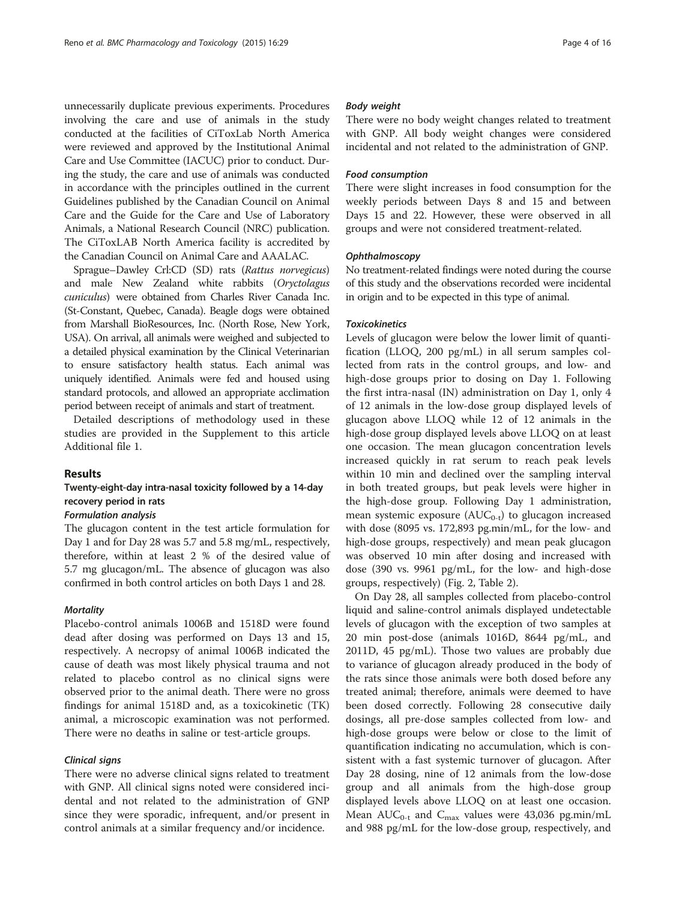unnecessarily duplicate previous experiments. Procedures involving the care and use of animals in the study conducted at the facilities of CiToxLab North America were reviewed and approved by the Institutional Animal Care and Use Committee (IACUC) prior to conduct. During the study, the care and use of animals was conducted in accordance with the principles outlined in the current Guidelines published by the Canadian Council on Animal Care and the Guide for the Care and Use of Laboratory Animals, a National Research Council (NRC) publication. The CiToxLAB North America facility is accredited by the Canadian Council on Animal Care and AAALAC.

Sprague–Dawley Crl:CD (SD) rats (*Rattus norvegicus*) and male New Zealand white rabbits (*Oryctolagus cuniculus*) were obtained from Charles River Canada Inc. (St-Constant, Quebec, Canada). Beagle dogs were obtained from Marshall BioResources, Inc. (North Rose, New York, USA). On arrival, all animals were weighed and subjected to a detailed physical examination by the Clinical Veterinarian to ensure satisfactory health status. Each animal was uniquely identified. Animals were fed and housed using standard protocols, and allowed an appropriate acclimation period between receipt of animals and start of treatment.

Detailed descriptions of methodology used in these studies are provided in the Supplement to this article Additional file 1.

## Results

### Twenty-eight-day intra-nasal toxicity followed by a 14-day recovery period in rats

#### *Formulation analysis*

The glucagon content in the test article formulation for Day 1 and for Day 28 was 5.7 and 5.8 mg/mL, respectively, therefore, within at least 2 % of the desired value of 5.7 mg glucagon/mL. The absence of glucagon was also confirmed in both control articles on both Days 1 and 28.

#### *Mortality*

Placebo-control animals 1006B and 1518D were found dead after dosing was performed on Days 13 and 15, respectively. A necropsy of animal 1006B indicated the cause of death was most likely physical trauma and not related to placebo control as no clinical signs were observed prior to the animal death. There were no gross findings for animal 1518D and, as a toxicokinetic (TK) animal, a microscopic examination was not performed. There were no deaths in saline or test-article groups.

#### *Clinical signs*

There were no adverse clinical signs related to treatment with GNP. All clinical signs noted were considered incidental and not related to the administration of GNP since they were sporadic, infrequent, and/or present in control animals at a similar frequency and/or incidence.

#### *Body weight*

There were no body weight changes related to treatment with GNP. All body weight changes were considered incidental and not related to the administration of GNP.

#### *Food consumption*

There were slight increases in food consumption for the weekly periods between Days 8 and 15 and between Days 15 and 22. However, these were observed in all groups and were not considered treatment-related.

#### *Ophthalmoscopy*

No treatment-related findings were noted during the course of this study and the observations recorded were incidental in origin and to be expected in this type of animal.

#### *Toxicokinetics*

Levels of glucagon were below the lower limit of quantification (LLOQ, 200 pg/mL) in all serum samples collected from rats in the control groups, and low- and high-dose groups prior to dosing on Day 1. Following the first intra-nasal (IN) administration on Day 1, only 4 of 12 animals in the low-dose group displayed levels of glucagon above LLOQ while 12 of 12 animals in the high-dose group displayed levels above LLOQ on at least one occasion. The mean glucagon concentration levels increased quickly in rat serum to reach peak levels within 10 min and declined over the sampling interval in both treated groups, but peak levels were higher in the high-dose group. Following Day 1 administration, mean systemic exposure ($AUC_{0-t}$) to glucagon increased with dose (8095 vs. 172,893 pg.min/mL, for the low- and high-dose groups, respectively) and mean peak glucagon was observed 10 min after dosing and increased with dose (390 vs. 9961 pg/mL, for the low- and high-dose groups, respectively) (Fig. 2, Table 2).

On Day 28, all samples collected from placebo-control liquid and saline-control animals displayed undetectable levels of glucagon with the exception of two samples at 20 min post-dose (animals 1016D, 8644 pg/mL, and 2011D, 45 pg/mL). Those two values are probably due to variance of glucagon already produced in the body of the rats since those animals were both dosed before any treated animal; therefore, animals were deemed to have been dosed correctly. Following 28 consecutive daily dosings, all pre-dose samples collected from low- and high-dose groups were below or close to the limit of quantification indicating no accumulation, which is consistent with a fast systemic turnover of glucagon. After Day 28 dosing, nine of 12 animals from the low-dose group and all animals from the high-dose group displayed levels above LLOQ on at least one occasion. Mean $AUC_{0-t}$ and $C_{max}$ values were 43,036 pg.min/mL and 988 pg/mL for the low-dose group, respectively, and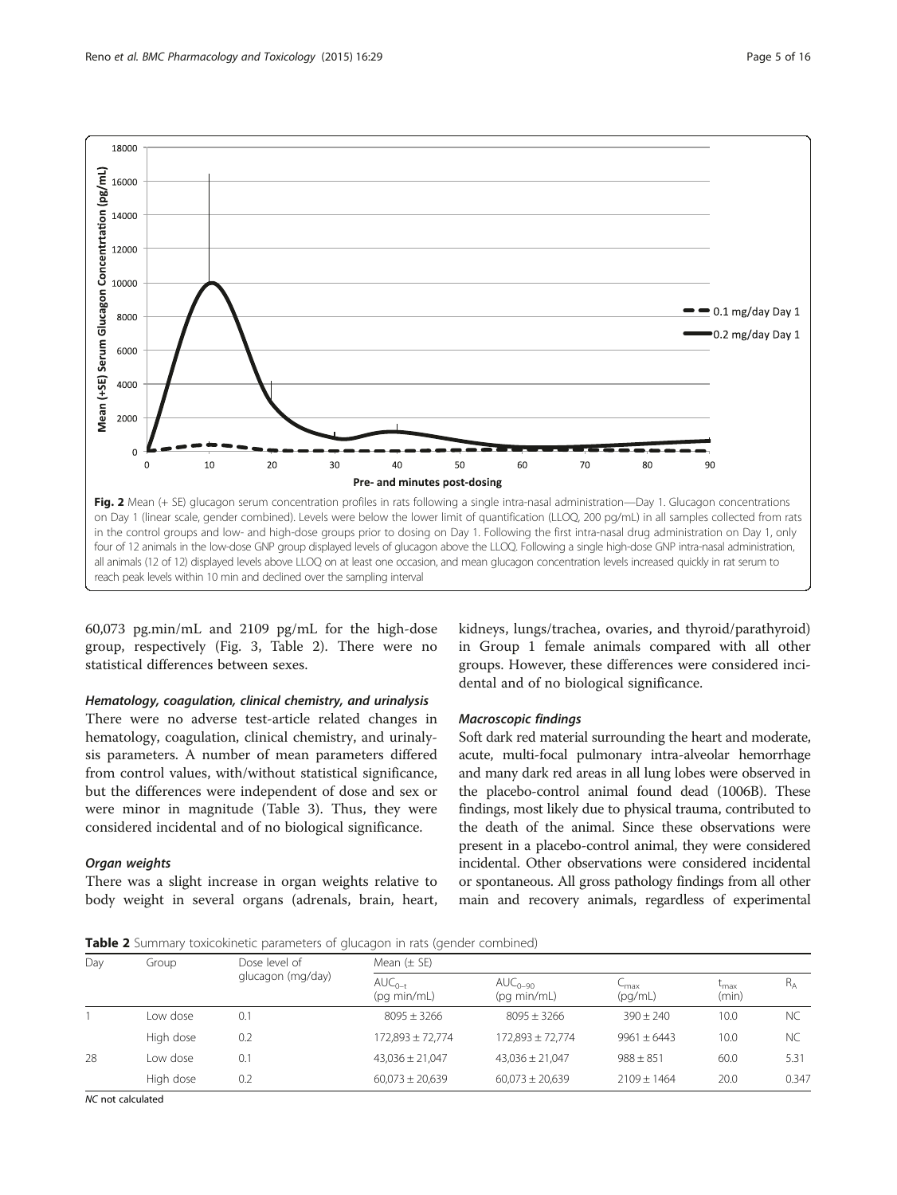**Fig. 2** Mean (+ SE) glucagon serum concentration profiles in rats following a single intra-nasal administration—Day 1. Glucagon concentrations on Day 1 (linear scale, gender combined). Levels were below the lower limit of quantification (LLOQ, 200 pg/mL) in all samples collected from rats in the control groups and low- and high-dose groups prior to dosing on Day 1. Following the first intra-nasal drug administration on Day 1, only four of 12 animals in the low-dose GNP group displayed levels of glucagon above the LLOQ. Following a single high-dose GNP intra-nasal administration, all animals (12 of 12) displayed levels above LLOQ on at least one occasion, and mean glucagon concentration levels increased quickly in rat serum to reach peak levels within 10 min and declined over the sampling interval

60,073 pg.min/mL and 2109 pg/mL for the high-dose group, respectively (Fig. 3, Table 2). There were no statistical differences between sexes.

#### *Hematology, coagulation, clinical chemistry, and urinalysis*

There were no adverse test-article related changes in hematology, coagulation, clinical chemistry, and urinalysis parameters. A number of mean parameters differed from control values, with/without statistical significance, but the differences were independent of dose and sex or were minor in magnitude (Table 3). Thus, they were considered incidental and of no biological significance.

#### *Organ weights*

There was a slight increase in organ weights relative to body weight in several organs (adrenals, brain, heart, kidneys, lungs/trachea, ovaries, and thyroid/parathyroid) in Group 1 female animals compared with all other groups. However, these differences were considered incidental and of no biological significance.

#### *Macroscopic findings*

Soft dark red material surrounding the heart and moderate, acute, multi-focal pulmonary intra-alveolar hemorrhage and many dark red areas in all lung lobes were observed in the placebo-control animal found dead (1006B). These findings, most likely due to physical trauma, contributed to the death of the animal. Since these observations were present in a placebo-control animal, they were considered incidental. Other observations were considered incidental or spontaneous. All gross pathology findings from all other main and recovery animals, regardless of experimental

**Table 2** Summary toxicokinetic parameters of glucagon in rats (gender combined)

| Day | Group | Dose level of glucagon (mg/day) | Mean (± SE) | | | | |
|---|---|---|---|---|---|---|---|
| | | | $AUC_{0-t}$ (pg min/mL) | $AUC_{0-90}$ (pg min/mL) | $C_{max}$ (pg/mL) | $t_{max}$ (min) | $R_A$ |
| 1 | Low dose | 0.1 | 8095 ± 3266 | 8095 ± 3266 | 390 ± 240 | 10.0 | NC |
| | High dose | 0.2 | 172,893 ± 72,774 | 172,893 ± 72,774 | 9961 ± 6443 | 10.0 | NC |
| 28 | Low dose | 0.1 | 43,036 ± 21,047 | 43,036 ± 21,047 | 988 ± 851 | 60.0 | 5.31 |
| | High dose | 0.2 | 60,073 ± 20,639 | 60,073 ± 20,639 | 2109 ± 1464 | 20.0 | 0.347 |

*NC* not calculated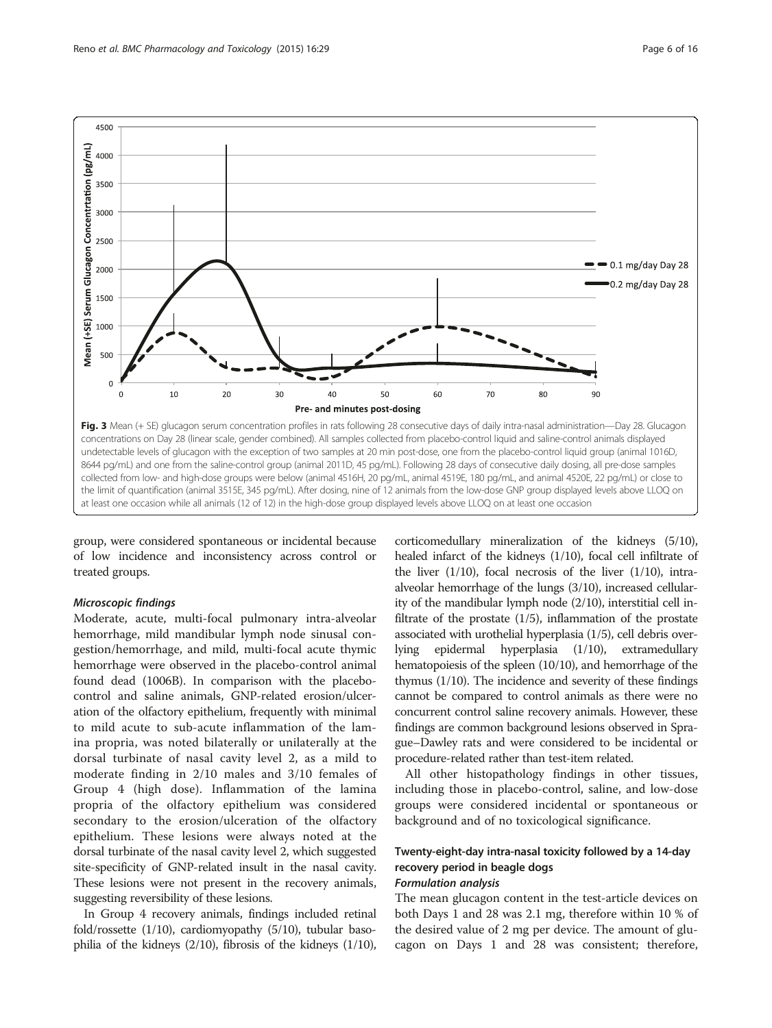Fig. 3 Mean (+ SE) glucagon serum concentration profiles in rats following 28 consecutive days of daily intra-nasal administration—Day 28. Glucagon concentrations on Day 28 (linear scale, gender combined). All samples collected from placebo-control liquid and saline-control animals displayed undetectable levels of glucagon with the exception of two samples at 20 min post-dose, one from the placebo-control liquid group (animal 1016D, 8644 pg/mL) and one from the saline-control group (animal 2011D, 45 pg/mL). Following 28 days of consecutive daily dosing, all pre-dose samples collected from low- and high-dose groups were below (animal 4516H, 20 pg/mL, animal 4519E, 180 pg/mL, and animal 4520E, 22 pg/mL) or close to the limit of quantification (animal 3515E, 345 pg/mL). After dosing, nine of 12 animals from the low-dose GNP group displayed levels above LLOQ on at least one occasion while all animals (12 of 12) in the high-dose group displayed levels above LLOQ on at least one occasion

group, were considered spontaneous or incidental because of low incidence and inconsistency across control or treated groups.

#### *Microscopic findings*

Moderate, acute, multi-focal pulmonary intra-alveolar hemorrhage, mild mandibular lymph node sinusal congestion/hemorrhage, and mild, multi-focal acute thymic hemorrhage were observed in the placebo-control animal found dead (1006B). In comparison with the placebo-control and saline animals, GNP-related erosion/ulceration of the olfactory epithelium, frequently with minimal to mild acute to sub-acute inflammation of the lamina propria, was noted bilaterally or unilaterally at the dorsal turbinate of nasal cavity level 2, as a mild to moderate finding in 2/10 males and 3/10 females of Group 4 (high dose). Inflammation of the lamina propria of the olfactory epithelium was considered secondary to the erosion/ulceration of the olfactory epithelium. These lesions were always noted at the dorsal turbinate of the nasal cavity level 2, which suggested site-specificity of GNP-related insult in the nasal cavity. These lesions were not present in the recovery animals, suggesting reversibility of these lesions.

In Group 4 recovery animals, findings included retinal fold/rossette (1/10), cardiomyopathy (5/10), tubular basophilia of the kidneys (2/10), fibrosis of the kidneys (1/10), corticomedullary mineralization of the kidneys (5/10), healed infarct of the kidneys (1/10), focal cell infiltrate of the liver (1/10), focal necrosis of the liver (1/10), intra-alveolar hemorrhage of the lungs (3/10), increased cellularity of the mandibular lymph node (2/10), interstitial cell infiltrate of the prostate (1/5), inflammation of the prostate associated with urothelial hyperplasia (1/5), cell debris overlying epidermal hyperplasia (1/10), extramedullary hematopoiesis of the spleen (10/10), and hemorrhage of the thymus (1/10). The incidence and severity of these findings cannot be compared to control animals as there were no concurrent control saline recovery animals. However, these findings are common background lesions observed in Sprague–Dawley rats and were considered to be incidental or procedure-related rather than test-item related.

All other histopathology findings in other tissues, including those in placebo-control, saline, and low-dose groups were considered incidental or spontaneous or background and of no toxicological significance.

### Twenty-eight-day intra-nasal toxicity followed by a 14-day recovery period in beagle dogs

#### *Formulation analysis*

The mean glucagon content in the test-article devices on both Days 1 and 28 was 2.1 mg, therefore within 10 % of the desired value of 2 mg per device. The amount of glucagon on Days 1 and 28 was consistent; therefore,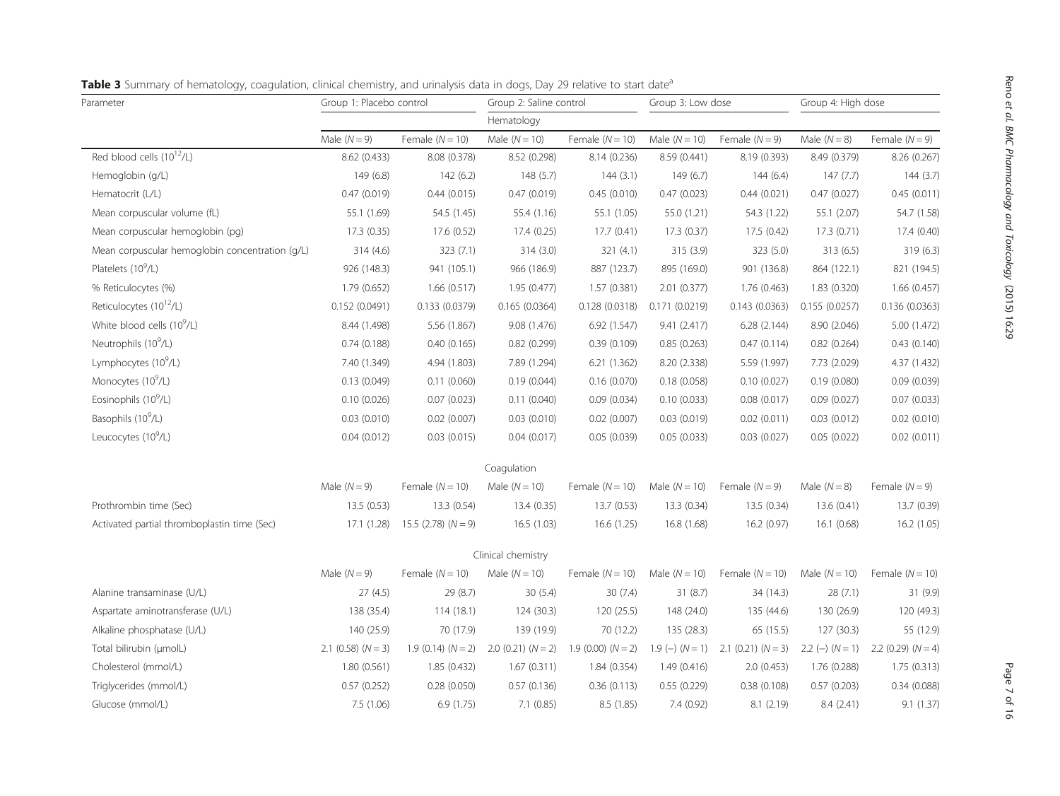**Table 3** Summary of hematology, coagulation, clinical chemistry, and urinalysis data in dogs, Day 29 relative to start date[a]

| Parameter | Group 1: Placebo control | | Group 2: Saline control | | Group 3: Low dose | | Group 4: High dose | |
|---|---|---|---|---|---|---|---|---|
| | | | Hematology | | | | | |
| | Male ($N = 9$) | Female ($N = 10$) | Male ($N = 10$) | Female ($N = 10$) | Male ($N = 10$) | Female ($N = 9$) | Male ($N = 8$) | Female ($N = 9$) |
| Red blood cells ($10^{12}$/L) | 8.62 (0.433) | 8.08 (0.378) | 8.52 (0.298) | 8.14 (0.236) | 8.59 (0.441) | 8.19 (0.393) | 8.49 (0.379) | 8.26 (0.267) |
| Hemoglobin (g/L) | 149 (6.8) | 142 (6.2) | 148 (5.7) | 144 (3.1) | 149 (6.7) | 144 (6.4) | 147 (7.7) | 144 (3.7) |
| Hematocrit (L/L) | 0.47 (0.019) | 0.44 (0.015) | 0.47 (0.019) | 0.45 (0.010) | 0.47 (0.023) | 0.44 (0.021) | 0.47 (0.027) | 0.45 (0.011) |
| Mean corpuscular volume (fL) | 55.1 (1.69) | 54.5 (1.45) | 55.4 (1.16) | 55.1 (1.05) | 55.0 (1.21) | 54.3 (1.22) | 55.1 (2.07) | 54.7 (1.58) |
| Mean corpuscular hemoglobin (pg) | 17.3 (0.35) | 17.6 (0.52) | 17.4 (0.25) | 17.7 (0.41) | 17.3 (0.37) | 17.5 (0.42) | 17.3 (0.71) | 17.4 (0.40) |
| Mean corpuscular hemoglobin concentration (g/L) | 314 (4.6) | 323 (7.1) | 314 (3.0) | 321 (4.1) | 315 (3.9) | 323 (5.0) | 313 (6.5) | 319 (6.3) |
| Platelets ($10^9$/L) | 926 (148.3) | 941 (105.1) | 966 (186.9) | 887 (123.7) | 895 (169.0) | 901 (136.8) | 864 (122.1) | 821 (194.5) |
| % Reticulocytes (%) | 1.79 (0.652) | 1.66 (0.517) | 1.95 (0.477) | 1.57 (0.381) | 2.01 (0.377) | 1.76 (0.463) | 1.83 (0.320) | 1.66 (0.457) |
| Reticulocytes ($10^{12}$/L) | 0.152 (0.0491) | 0.133 (0.0379) | 0.165 (0.0364) | 0.128 (0.0318) | 0.171 (0.0219) | 0.143 (0.0363) | 0.155 (0.0257) | 0.136 (0.0363) |
| White blood cells ($10^9$/L) | 8.44 (1.498) | 5.56 (1.867) | 9.08 (1.476) | 6.92 (1.547) | 9.41 (2.417) | 6.28 (2.144) | 8.90 (2.046) | 5.00 (1.472) |
| Neutrophils ($10^9$/L) | 0.74 (0.188) | 0.40 (0.165) | 0.82 (0.299) | 0.39 (0.109) | 0.85 (0.263) | 0.47 (0.114) | 0.82 (0.264) | 0.43 (0.140) |
| Lymphocytes ($10^9$/L) | 7.40 (1.349) | 4.94 (1.803) | 7.89 (1.294) | 6.21 (1.362) | 8.20 (2.338) | 5.59 (1.997) | 7.73 (2.029) | 4.37 (1.432) |
| Monocytes ($10^9$/L) | 0.13 (0.049) | 0.11 (0.060) | 0.19 (0.044) | 0.16 (0.070) | 0.18 (0.058) | 0.10 (0.027) | 0.19 (0.080) | 0.09 (0.039) |
| Eosinophils ($10^9$/L) | 0.10 (0.026) | 0.07 (0.023) | 0.11 (0.040) | 0.09 (0.034) | 0.10 (0.033) | 0.08 (0.017) | 0.09 (0.027) | 0.07 (0.033) |
| Basophils ($10^9$/L) | 0.03 (0.010) | 0.02 (0.007) | 0.03 (0.010) | 0.02 (0.007) | 0.03 (0.019) | 0.02 (0.011) | 0.03 (0.012) | 0.02 (0.010) |
| Leucocytes ($10^9$/L) | 0.04 (0.012) | 0.03 (0.015) | 0.04 (0.017) | 0.05 (0.039) | 0.05 (0.033) | 0.03 (0.027) | 0.05 (0.022) | 0.02 (0.011) |
| | | | Coagulation | | | | | |
| | Male ($N = 9$) | Female ($N = 10$) | Male ($N = 10$) | Female ($N = 10$) | Male ($N = 10$) | Female ($N = 9$) | Male ($N = 8$) | Female ($N = 9$) |
| Prothrombin time (Sec) | 13.5 (0.53) | 13.3 (0.54) | 13.4 (0.35) | 13.7 (0.53) | 13.3 (0.34) | 13.5 (0.34) | 13.6 (0.41) | 13.7 (0.39) |
| Activated partial thromboplastin time (Sec) | 17.1 (1.28) | 15.5 (2.78) ($N = 9$) | 16.5 (1.03) | 16.6 (1.25) | 16.8 (1.68) | 16.2 (0.97) | 16.1 (0.68) | 16.2 (1.05) |
| | | | Clinical chemistry | | | | | |
| | Male ($N = 9$) | Female ($N = 10$) | Male ($N = 10$) | Female ($N = 10$) | Male ($N = 10$) | Female ($N = 10$) | Male ($N = 10$) | Female ($N = 10$) |
| Alanine transaminase (U/L) | 27 (4.5) | 29 (8.7) | 30 (5.4) | 30 (7.4) | 31 (8.7) | 34 (14.3) | 28 (7.1) | 31 (9.9) |
| Aspartate aminotransferase (U/L) | 138 (35.4) | 114 (18.1) | 124 (30.3) | 120 (25.5) | 148 (24.0) | 135 (44.6) | 130 (26.9) | 120 (49.3) |
| Alkaline phosphatase (U/L) | 140 (25.9) | 70 (17.9) | 139 (19.9) | 70 (12.2) | 135 (28.3) | 65 (15.5) | 127 (30.3) | 55 (12.9) |
| Total bilirubin (μmolL) | 2.1 (0.58) ($N = 3$) | 1.9 (0.14) ($N = 2$) | 2.0 (0.21) ($N = 2$) | 1.9 (0.00) ($N = 2$) | 1.9 (–) ($N = 1$) | 2.1 (0.21) ($N = 3$) | 2.2 (–) ($N = 1$) | 2.2 (0.29) ($N = 4$) |
| Cholesterol (mmol/L) | 1.80 (0.561) | 1.85 (0.432) | 1.67 (0.311) | 1.84 (0.354) | 1.49 (0.416) | 2.0 (0.453) | 1.76 (0.288) | 1.75 (0.313) |
| Triglycerides (mmol/L) | 0.57 (0.252) | 0.28 (0.050) | 0.57 (0.136) | 0.36 (0.113) | 0.55 (0.229) | 0.38 (0.108) | 0.57 (0.203) | 0.34 (0.088) |
| Glucose (mmol/L) | 7.5 (1.06) | 6.9 (1.75) | 7.1 (0.85) | 8.5 (1.85) | 7.4 (0.92) | 8.1 (2.19) | 8.4 (2.41) | 9.1 (1.37) |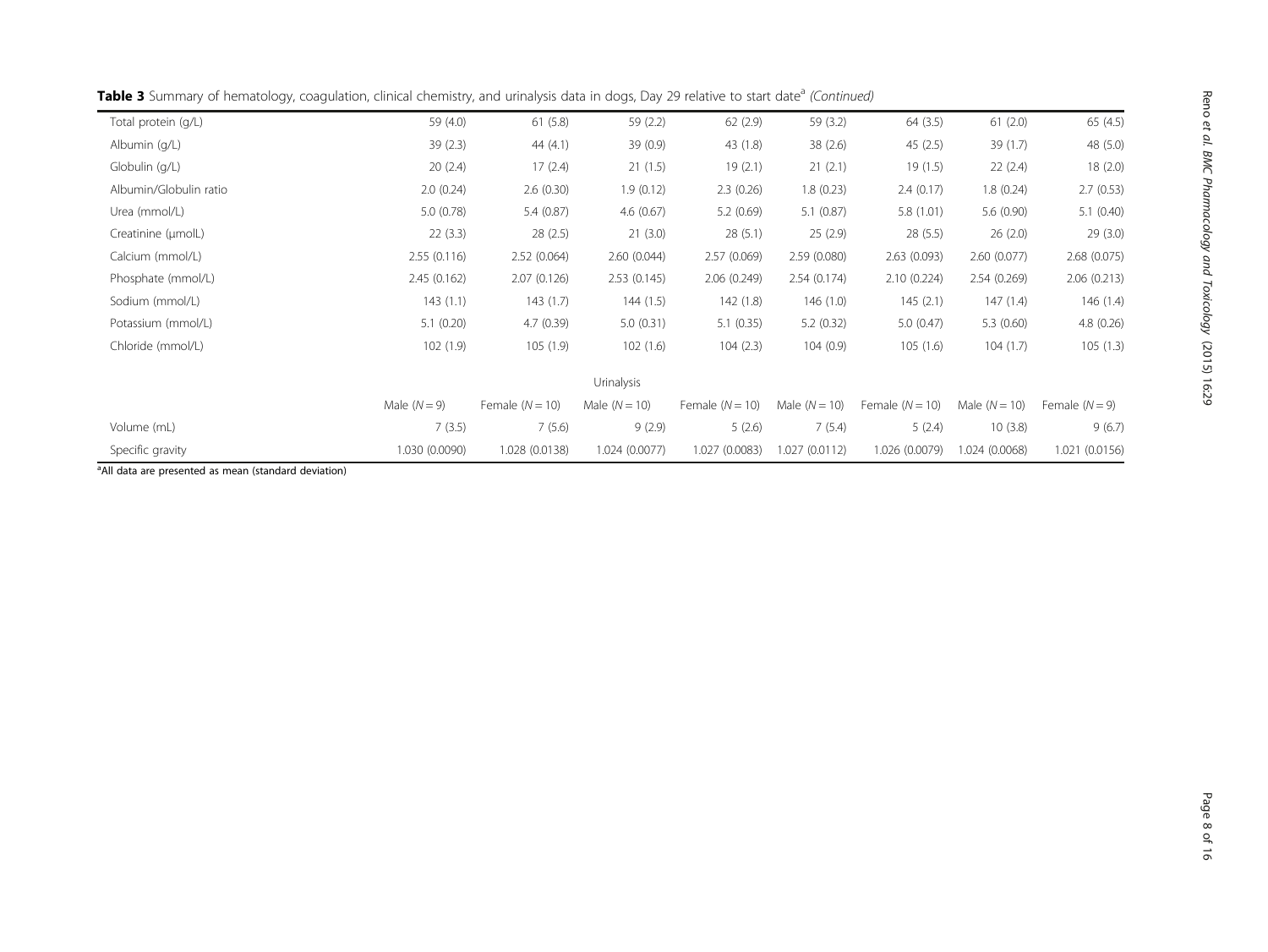**Table 3** Summary of hematology, coagulation, clinical chemistry, and urinalysis data in dogs, Day 29 relative to start date[a] *(Continued)*

| | | | | | | | | |
|---|---|---|---|---|---|---|---|---|
| Total protein (g/L) | 59 (4.0) | 61 (5.8) | 59 (2.2) | 62 (2.9) | 59 (3.2) | 64 (3.5) | 61 (2.0) | 65 (4.5) |
| Albumin (g/L) | 39 (2.3) | 44 (4.1) | 39 (0.9) | 43 (1.8) | 38 (2.6) | 45 (2.5) | 39 (1.7) | 48 (5.0) |
| Globulin (g/L) | 20 (2.4) | 17 (2.4) | 21 (1.5) | 19 (2.1) | 21 (2.1) | 19 (1.5) | 22 (2.4) | 18 (2.0) |
| Albumin/Globulin ratio | 2.0 (0.24) | 2.6 (0.30) | 1.9 (0.12) | 2.3 (0.26) | 1.8 (0.23) | 2.4 (0.17) | 1.8 (0.24) | 2.7 (0.53) |
| Urea (mmol/L) | 5.0 (0.78) | 5.4 (0.87) | 4.6 (0.67) | 5.2 (0.69) | 5.1 (0.87) | 5.8 (1.01) | 5.6 (0.90) | 5.1 (0.40) |
| Creatinine (μmolL) | 22 (3.3) | 28 (2.5) | 21 (3.0) | 28 (5.1) | 25 (2.9) | 28 (5.5) | 26 (2.0) | 29 (3.0) |
| Calcium (mmol/L) | 2.55 (0.116) | 2.52 (0.064) | 2.60 (0.044) | 2.57 (0.069) | 2.59 (0.080) | 2.63 (0.093) | 2.60 (0.077) | 2.68 (0.075) |
| Phosphate (mmol/L) | 2.45 (0.162) | 2.07 (0.126) | 2.53 (0.145) | 2.06 (0.249) | 2.54 (0.174) | 2.10 (0.224) | 2.54 (0.269) | 2.06 (0.213) |
| Sodium (mmol/L) | 143 (1.1) | 143 (1.7) | 144 (1.5) | 142 (1.8) | 146 (1.0) | 145 (2.1) | 147 (1.4) | 146 (1.4) |
| Potassium (mmol/L) | 5.1 (0.20) | 4.7 (0.39) | 5.0 (0.31) | 5.1 (0.35) | 5.2 (0.32) | 5.0 (0.47) | 5.3 (0.60) | 4.8 (0.26) |
| Chloride (mmol/L) | 102 (1.9) | 105 (1.9) | 102 (1.6) | 104 (2.3) | 104 (0.9) | 105 (1.6) | 104 (1.7) | 105 (1.3) |
| | | | Urinalysis | | | | | |
| | Male ($N = 9$) | Female ($N = 10$) | Male ($N = 10$) | Female ($N = 10$) | Male ($N = 10$) | Female ($N = 10$) | Male ($N = 10$) | Female ($N = 9$) |
| Volume (mL) | 7 (3.5) | 7 (5.6) | 9 (2.9) | 5 (2.6) | 7 (5.4) | 5 (2.4) | 10 (3.8) | 9 (6.7) |
| Specific gravity | 1.030 (0.0090) | 1.028 (0.0138) | 1.024 (0.0077) | 1.027 (0.0083) | 1.027 (0.0112) | 1.026 (0.0079) | 1.024 (0.0068) | 1.021 (0.0156) |

[a]All data are presented as mean (standard deviation)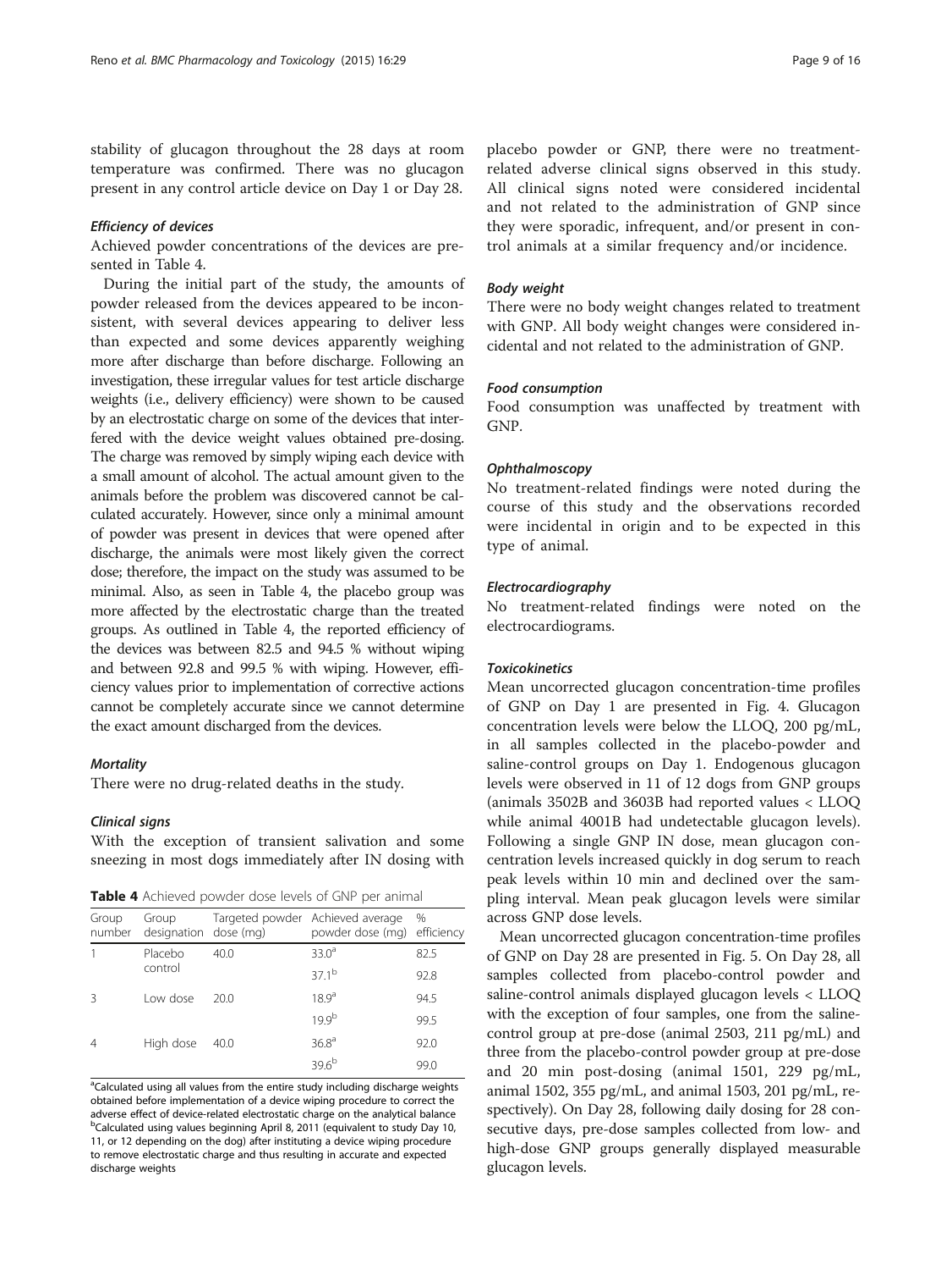stability of glucagon throughout the 28 days at room temperature was confirmed. There was no glucagon present in any control article device on Day 1 or Day 28.

#### *Efficiency of devices*

Achieved powder concentrations of the devices are presented in Table 4.

During the initial part of the study, the amounts of powder released from the devices appeared to be inconsistent, with several devices appearing to deliver less than expected and some devices apparently weighing more after discharge than before discharge. Following an investigation, these irregular values for test article discharge weights (i.e., delivery efficiency) were shown to be caused by an electrostatic charge on some of the devices that interfered with the device weight values obtained pre-dosing. The charge was removed by simply wiping each device with a small amount of alcohol. The actual amount given to the animals before the problem was discovered cannot be calculated accurately. However, since only a minimal amount of powder was present in devices that were opened after discharge, the animals were most likely given the correct dose; therefore, the impact on the study was assumed to be minimal. Also, as seen in Table 4, the placebo group was more affected by the electrostatic charge than the treated groups. As outlined in Table 4, the reported efficiency of the devices was between 82.5 and 94.5 % without wiping and between 92.8 and 99.5 % with wiping. However, efficiency values prior to implementation of corrective actions cannot be completely accurate since we cannot determine the exact amount discharged from the devices.

#### *Mortality*

There were no drug-related deaths in the study.

#### *Clinical signs*

With the exception of transient salivation and some sneezing in most dogs immediately after IN dosing with placebo powder or GNP, there were no treatment-related adverse clinical signs observed in this study. All clinical signs noted were considered incidental and not related to the administration of GNP since they were sporadic, infrequent, and/or present in control animals at a similar frequency and/or incidence.

**Table 4** Achieved powder dose levels of GNP per animal

| Group number | Group designation | Targeted powder dose (mg) | Achieved average powder dose (mg) | % efficiency |
|---|---|---|---|---|
| 1 | Placebo control | 40.0 | 33.0[a] | 82.5 |
| | | | 37.1[b] | 92.8 |
| 3 | Low dose | 20.0 | 18.9[a] | 94.5 |
| | | | 19.9[b] | 99.5 |
| 4 | High dose | 40.0 | 36.8[a] | 92.0 |
| | | | 39.6[b] | 99.0 |

[a]Calculated using all values from the entire study including discharge weights obtained before implementation of a device wiping procedure to correct the adverse effect of device-related electrostatic charge on the analytical balance
[b]Calculated using values beginning April 8, 2011 (equivalent to study Day 10, 11, or 12 depending on the dog) after instituting a device wiping procedure to remove electrostatic charge and thus resulting in accurate and expected discharge weights

#### *Body weight*

There were no body weight changes related to treatment with GNP. All body weight changes were considered incidental and not related to the administration of GNP.

#### *Food consumption*

Food consumption was unaffected by treatment with GNP.

#### *Ophthalmoscopy*

No treatment-related findings were noted during the course of this study and the observations recorded were incidental in origin and to be expected in this type of animal.

#### *Electrocardiography*

No treatment-related findings were noted on the electrocardiograms.

#### *Toxicokinetics*

Mean uncorrected glucagon concentration-time profiles of GNP on Day 1 are presented in Fig. 4. Glucagon concentration levels were below the LLOQ, 200 pg/mL, in all samples collected in the placebo-powder and saline-control groups on Day 1. Endogenous glucagon levels were observed in 11 of 12 dogs from GNP groups (animals 3502B and 3603B had reported values < LLOQ while animal 4001B had undetectable glucagon levels). Following a single GNP IN dose, mean glucagon concentration levels increased quickly in dog serum to reach peak levels within 10 min and declined over the sampling interval. Mean peak glucagon levels were similar across GNP dose levels.

Mean uncorrected glucagon concentration-time profiles of GNP on Day 28 are presented in Fig. 5. On Day 28, all samples collected from placebo-control powder and saline-control animals displayed glucagon levels < LLOQ with the exception of four samples, one from the saline-control group at pre-dose (animal 2503, 211 pg/mL) and three from the placebo-control powder group at pre-dose and 20 min post-dosing (animal 1501, 229 pg/mL, animal 1502, 355 pg/mL, and animal 1503, 201 pg/mL, respectively). On Day 28, following daily dosing for 28 consecutive days, pre-dose samples collected from low- and high-dose GNP groups generally displayed measurable glucagon levels.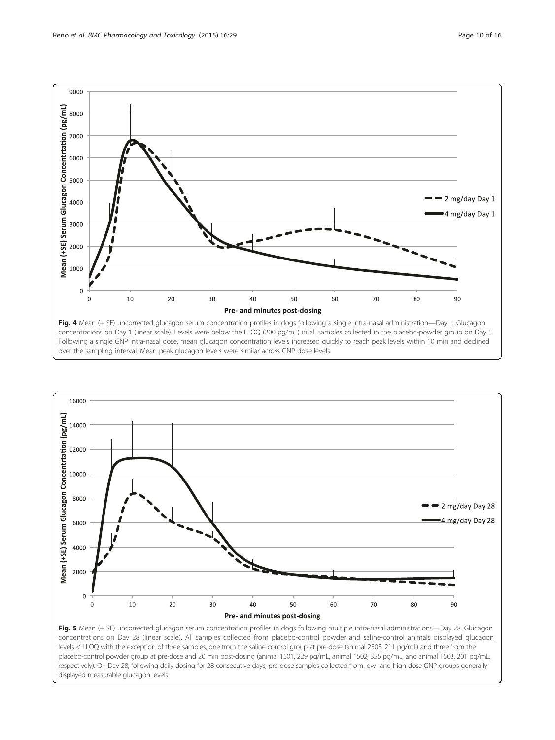**Fig. 4** Mean (+ SE) uncorrected glucagon serum concentration profiles in dogs following a single intra-nasal administration—Day 1. Glucagon concentrations on Day 1 (linear scale). Levels were below the LLOQ (200 pg/mL) in all samples collected in the placebo-powder group on Day 1. Following a single GNP intra-nasal dose, mean glucagon concentration levels increased quickly to reach peak levels within 10 min and declined over the sampling interval. Mean peak glucagon levels were similar across GNP dose levels

**Fig. 5** Mean (+ SE) uncorrected glucagon serum concentration profiles in dogs following multiple intra-nasal administrations—Day 28. Glucagon concentrations on Day 28 (linear scale). All samples collected from placebo-control powder and saline-control animals displayed glucagon levels < LLOQ with the exception of three samples, one from the saline-control group at pre-dose (animal 2503, 211 pg/mL) and three from the placebo-control powder group at pre-dose and 20 min post-dosing (animal 1501, 229 pg/mL, animal 1502, 355 pg/mL, and animal 1503, 201 pg/mL, respectively). On Day 28, following daily dosing for 28 consecutive days, pre-dose samples collected from low- and high-dose GNP groups generally displayed measurable glucagon levels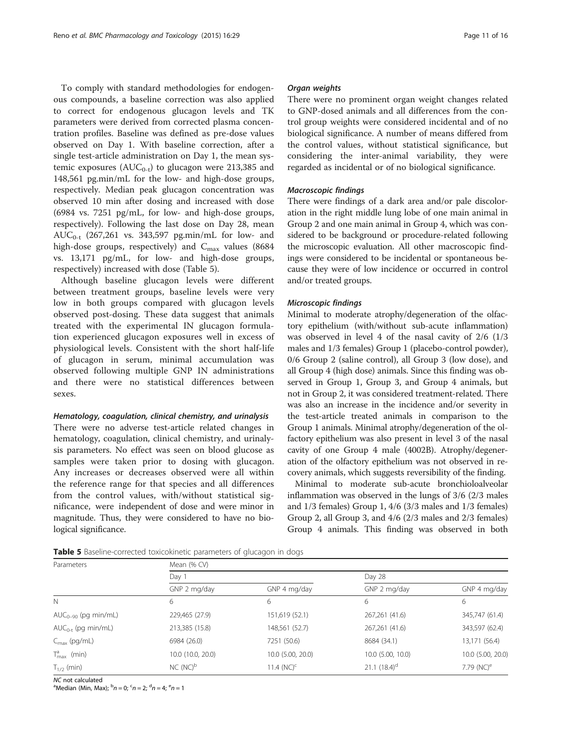To comply with standard methodologies for endogenous compounds, a baseline correction was also applied to correct for endogenous glucagon levels and TK parameters were derived from corrected plasma concentration profiles. Baseline was defined as pre-dose values observed on Day 1. With baseline correction, after a single test-article administration on Day 1, the mean systemic exposures ($AUC_{0\text{-}t}$) to glucagon were 213,385 and 148,561 pg.min/mL for the low- and high-dose groups, respectively. Median peak glucagon concentration was observed 10 min after dosing and increased with dose (6984 vs. 7251 pg/mL, for low- and high-dose groups, respectively). Following the last dose on Day 28, mean $AUC_{0\text{-}t}$ (267,261 vs. 343,597 pg.min/mL for low- and high-dose groups, respectively) and $C_{max}$ values (8684 vs. 13,171 pg/mL, for low- and high-dose groups, respectively) increased with dose (Table 5).

Although baseline glucagon levels were different between treatment groups, baseline levels were very low in both groups compared with glucagon levels observed post-dosing. These data suggest that animals treated with the experimental IN glucagon formulation experienced glucagon exposures well in excess of physiological levels. Consistent with the short half-life of glucagon in serum, minimal accumulation was observed following multiple GNP IN administrations and there were no statistical differences between sexes.

#### *Hematology, coagulation, clinical chemistry, and urinalysis*

There were no adverse test-article related changes in hematology, coagulation, clinical chemistry, and urinalysis parameters. No effect was seen on blood glucose as samples were taken prior to dosing with glucagon. Any increases or decreases observed were all within the reference range for that species and all differences from the control values, with/without statistical significance, were independent of dose and were minor in magnitude. Thus, they were considered to have no biological significance.

#### *Organ weights*

There were no prominent organ weight changes related to GNP-dosed animals and all differences from the control group weights were considered incidental and of no biological significance. A number of means differed from the control values, without statistical significance, but considering the inter-animal variability, they were regarded as incidental or of no biological significance.

#### *Macroscopic findings*

There were findings of a dark area and/or pale discoloration in the right middle lung lobe of one main animal in Group 2 and one main animal in Group 4, which was considered to be background or procedure-related following the microscopic evaluation. All other macroscopic findings were considered to be incidental or spontaneous because they were of low incidence or occurred in control and/or treated groups.

#### *Microscopic findings*

Minimal to moderate atrophy/degeneration of the olfactory epithelium (with/without sub-acute inflammation) was observed in level 4 of the nasal cavity of 2/6 (1/3 males and 1/3 females) Group 1 (placebo-control powder), 0/6 Group 2 (saline control), all Group 3 (low dose), and all Group 4 (high dose) animals. Since this finding was observed in Group 1, Group 3, and Group 4 animals, but not in Group 2, it was considered treatment-related. There was also an increase in the incidence and/or severity in the test-article treated animals in comparison to the Group 1 animals. Minimal atrophy/degeneration of the olfactory epithelium was also present in level 3 of the nasal cavity of one Group 4 male (4002B). Atrophy/degeneration of the olfactory epithelium was not observed in recovery animals, which suggests reversibility of the finding.

Minimal to moderate sub-acute bronchioloalveolar inflammation was observed in the lungs of 3/6 (2/3 males and 1/3 females) Group 1, 4/6 (3/3 males and 1/3 females) Group 2, all Group 3, and 4/6 (2/3 males and 2/3 females) Group 4 animals. This finding was observed in both

**Table 5** Baseline-corrected toxicokinetic parameters of glucagon in dogs

| Parameters | Mean (% CV) | | | |
|---|---|---|---|---|
| | Day 1 | | Day 28 | |
| | GNP 2 mg/day | GNP 4 mg/day | GNP 2 mg/day | GNP 4 mg/day |
| N | 6 | 6 | 6 | 6 |
| $AUC_{0\text{-}90}$ (pg min/mL) | 229,465 (27.9) | 151,619 (52.1) | 267,261 (41.6) | 345,747 (61.4) |
| $AUC_{0\text{-}t}$ (pg min/mL) | 213,385 (15.8) | 148,561 (52.7) | 267,261 (41.6) | 343,597 (62.4) |
| $C_{max}$ (pg/mL) | 6984 (26.0) | 7251 (50.6) | 8684 (34.1) | 13,171 (56.4) |
| $T^{a}_{max}$ (min) | 10.0 (10.0, 20.0) | 10.0 (5.00, 20.0) | 10.0 (5.00, 10.0) | 10.0 (5.00, 20.0) |
| $T_{1/2}$ (min) | NC (NC)[b] | 11.4 (NC)[c] | 21.1 (18.4)[d] | 7.79 (NC)[e] |

*NC* not calculated
[a]Median (Min, Max); [b]$n = 0$; [c]$n = 2$; [d]$n = 4$; [e]$n = 1$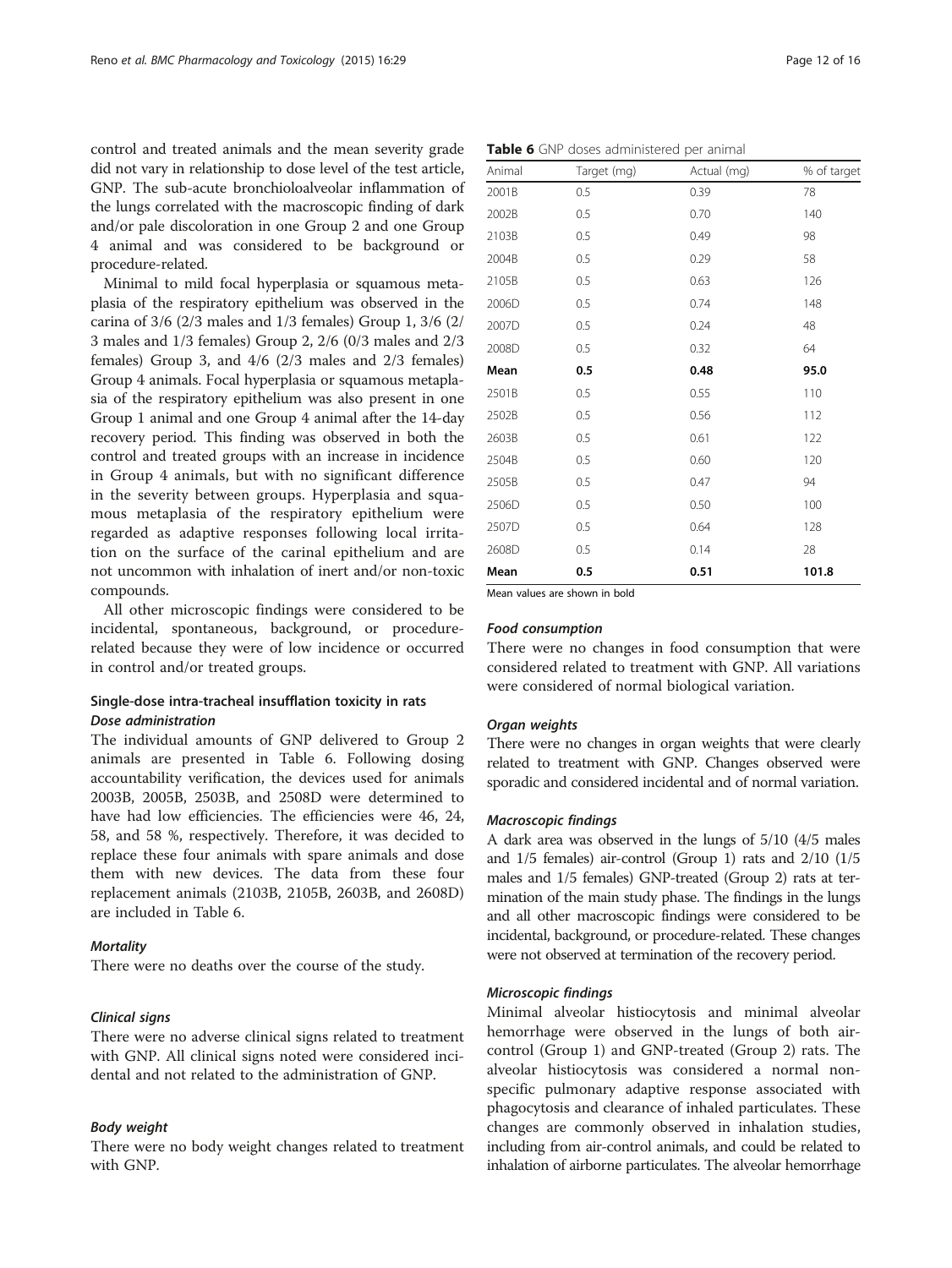control and treated animals and the mean severity grade did not vary in relationship to dose level of the test article, GNP. The sub-acute bronchioloalveolar inflammation of the lungs correlated with the macroscopic finding of dark and/or pale discoloration in one Group 2 and one Group 4 animal and was considered to be background or procedure-related.

Minimal to mild focal hyperplasia or squamous metaplasia of the respiratory epithelium was observed in the carina of 3/6 (2/3 males and 1/3 females) Group 1, 3/6 (2/3 males and 1/3 females) Group 2, 2/6 (0/3 males and 2/3 females) Group 3, and 4/6 (2/3 males and 2/3 females) Group 4 animals. Focal hyperplasia or squamous metaplasia of the respiratory epithelium was also present in one Group 1 animal and one Group 4 animal after the 14-day recovery period. This finding was observed in both the control and treated groups with an increase in incidence in Group 4 animals, but with no significant difference in the severity between groups. Hyperplasia and squamous metaplasia of the respiratory epithelium were regarded as adaptive responses following local irritation on the surface of the carinal epithelium and are not uncommon with inhalation of inert and/or non-toxic compounds.

All other microscopic findings were considered to be incidental, spontaneous, background, or procedure-related because they were of low incidence or occurred in control and/or treated groups.

### Single-dose intra-tracheal insufflation toxicity in rats

#### *Dose administration*

The individual amounts of GNP delivered to Group 2 animals are presented in Table 6. Following dosing accountability verification, the devices used for animals 2003B, 2005B, 2503B, and 2508D were determined to have had low efficiencies. The efficiencies were 46, 24, 58, and 58 %, respectively. Therefore, it was decided to replace these four animals with spare animals and dose them with new devices. The data from these four replacement animals (2103B, 2105B, 2603B, and 2608D) are included in Table 6.

#### *Mortality*

There were no deaths over the course of the study.

#### *Clinical signs*

There were no adverse clinical signs related to treatment with GNP. All clinical signs noted were considered incidental and not related to the administration of GNP.

#### *Body weight*

There were no body weight changes related to treatment with GNP.

**Table 6** GNP doses administered per animal

| Animal | Target (mg) | Actual (mg) | % of target |
|---|---|---|---|
| 2001B | 0.5 | 0.39 | 78 |
| 2002B | 0.5 | 0.70 | 140 |
| 2103B | 0.5 | 0.49 | 98 |
| 2004B | 0.5 | 0.29 | 58 |
| 2105B | 0.5 | 0.63 | 126 |
| 2006D | 0.5 | 0.74 | 148 |
| 2007D | 0.5 | 0.24 | 48 |
| 2008D | 0.5 | 0.32 | 64 |
| **Mean** | **0.5** | **0.48** | **95.0** |
| 2501B | 0.5 | 0.55 | 110 |
| 2502B | 0.5 | 0.56 | 112 |
| 2603B | 0.5 | 0.61 | 122 |
| 2504B | 0.5 | 0.60 | 120 |
| 2505B | 0.5 | 0.47 | 94 |
| 2506D | 0.5 | 0.50 | 100 |
| 2507D | 0.5 | 0.64 | 128 |
| 2608D | 0.5 | 0.14 | 28 |
| **Mean** | **0.5** | **0.51** | **101.8** |

Mean values are shown in bold

#### *Food consumption*

There were no changes in food consumption that were considered related to treatment with GNP. All variations were considered of normal biological variation.

#### *Organ weights*

There were no changes in organ weights that were clearly related to treatment with GNP. Changes observed were sporadic and considered incidental and of normal variation.

#### *Macroscopic findings*

A dark area was observed in the lungs of 5/10 (4/5 males and 1/5 females) air-control (Group 1) rats and 2/10 (1/5 males and 1/5 females) GNP-treated (Group 2) rats at termination of the main study phase. The findings in the lungs and all other macroscopic findings were considered to be incidental, background, or procedure-related. These changes were not observed at termination of the recovery period.

#### *Microscopic findings*

Minimal alveolar histiocytosis and minimal alveolar hemorrhage were observed in the lungs of both air-control (Group 1) and GNP-treated (Group 2) rats. The alveolar histiocytosis was considered a normal non-specific pulmonary adaptive response associated with phagocytosis and clearance of inhaled particulates. These changes are commonly observed in inhalation studies, including from air-control animals, and could be related to inhalation of airborne particulates. The alveolar hemorrhage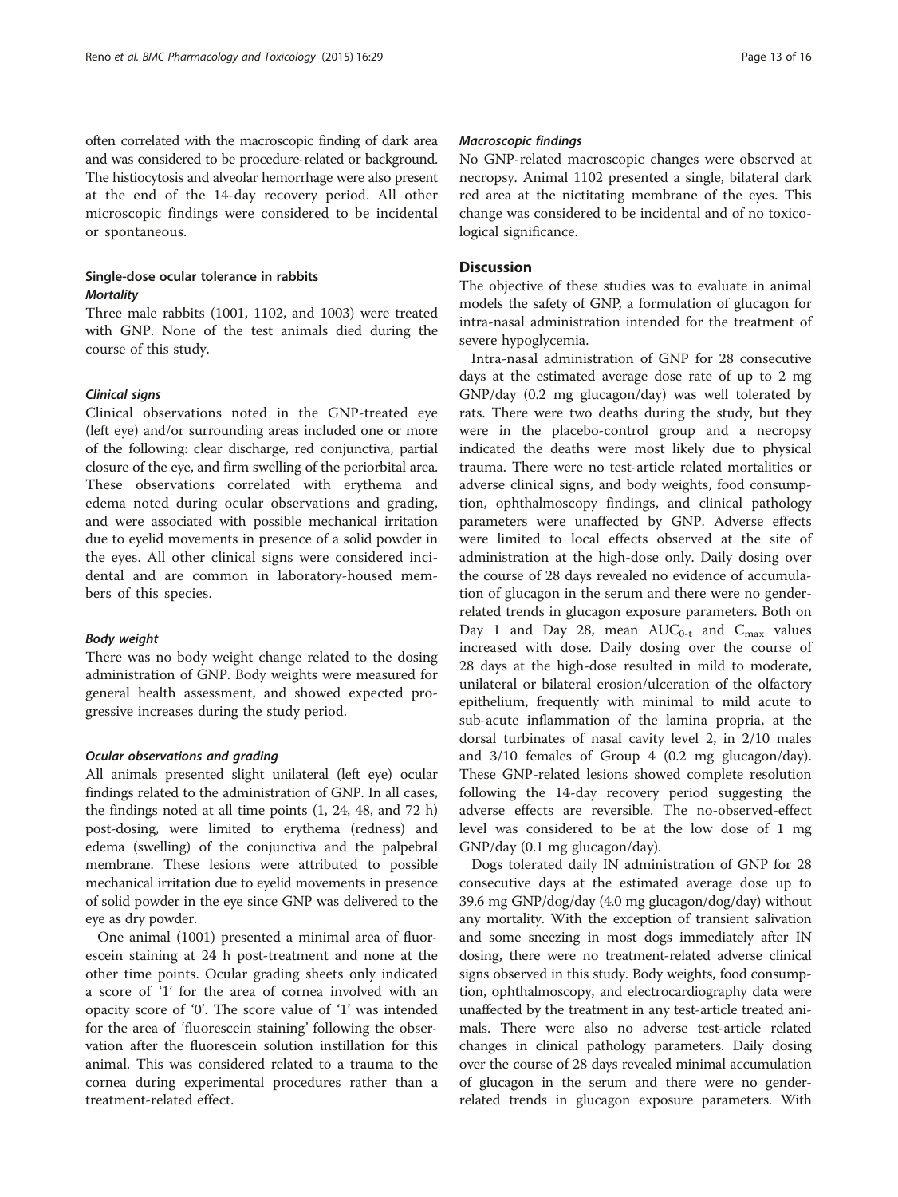often correlated with the macroscopic finding of dark area and was considered to be procedure-related or background. The histiocytosis and alveolar hemorrhage were also present at the end of the 14-day recovery period. All other microscopic findings were considered to be incidental or spontaneous.

### Single-dose ocular tolerance in rabbits

#### *Mortality*

Three male rabbits (1001, 1102, and 1003) were treated with GNP. None of the test animals died during the course of this study.

#### *Clinical signs*

Clinical observations noted in the GNP-treated eye (left eye) and/or surrounding areas included one or more of the following: clear discharge, red conjunctiva, partial closure of the eye, and firm swelling of the periorbital area. These observations correlated with erythema and edema noted during ocular observations and grading, and were associated with possible mechanical irritation due to eyelid movements in presence of a solid powder in the eyes. All other clinical signs were considered incidental and are common in laboratory-housed members of this species.

#### *Body weight*

There was no body weight change related to the dosing administration of GNP. Body weights were measured for general health assessment, and showed expected progressive increases during the study period.

#### *Ocular observations and grading*

All animals presented slight unilateral (left eye) ocular findings related to the administration of GNP. In all cases, the findings noted at all time points (1, 24, 48, and 72 h) post-dosing, were limited to erythema (redness) and edema (swelling) of the conjunctiva and the palpebral membrane. These lesions were attributed to possible mechanical irritation due to eyelid movements in presence of solid powder in the eye since GNP was delivered to the eye as dry powder.

One animal (1001) presented a minimal area of fluorescein staining at 24 h post-treatment and none at the other time points. Ocular grading sheets only indicated a score of '1' for the area of cornea involved with an opacity score of '0'. The score value of '1' was intended for the area of 'fluorescein staining' following the observation after the fluorescein solution instillation for this animal. This was considered related to a trauma to the cornea during experimental procedures rather than a treatment-related effect.

#### *Macroscopic findings*

No GNP-related macroscopic changes were observed at necropsy. Animal 1102 presented a single, bilateral dark red area at the nictitating membrane of the eyes. This change was considered to be incidental and of no toxicological significance.

## Discussion

The objective of these studies was to evaluate in animal models the safety of GNP, a formulation of glucagon for intra-nasal administration intended for the treatment of severe hypoglycemia.

Intra-nasal administration of GNP for 28 consecutive days at the estimated average dose rate of up to 2 mg GNP/day (0.2 mg glucagon/day) was well tolerated by rats. There were two deaths during the study, but they were in the placebo-control group and a necropsy indicated the deaths were most likely due to physical trauma. There were no test-article related mortalities or adverse clinical signs, and body weights, food consumption, ophthalmoscopy findings, and clinical pathology parameters were unaffected by GNP. Adverse effects were limited to local effects observed at the site of administration at the high-dose only. Daily dosing over the course of 28 days revealed no evidence of accumulation of glucagon in the serum and there were no gender-related trends in glucagon exposure parameters. Both on Day 1 and Day 28, mean $AUC_{0\text{-}t}$ and $C_{max}$ values increased with dose. Daily dosing over the course of 28 days at the high-dose resulted in mild to moderate, unilateral or bilateral erosion/ulceration of the olfactory epithelium, frequently with minimal to mild acute to sub-acute inflammation of the lamina propria, at the dorsal turbinates of nasal cavity level 2, in 2/10 males and 3/10 females of Group 4 (0.2 mg glucagon/day). These GNP-related lesions showed complete resolution following the 14-day recovery period suggesting the adverse effects are reversible. The no-observed-effect level was considered to be at the low dose of 1 mg GNP/day (0.1 mg glucagon/day).

Dogs tolerated daily IN administration of GNP for 28 consecutive days at the estimated average dose up to 39.6 mg GNP/dog/day (4.0 mg glucagon/dog/day) without any mortality. With the exception of transient salivation and some sneezing in most dogs immediately after IN dosing, there were no treatment-related adverse clinical signs observed in this study. Body weights, food consumption, ophthalmoscopy, and electrocardiography data were unaffected by the treatment in any test-article treated animals. There were also no adverse test-article related changes in clinical pathology parameters. Daily dosing over the course of 28 days revealed minimal accumulation of glucagon in the serum and there were no gender-related trends in glucagon exposure parameters. With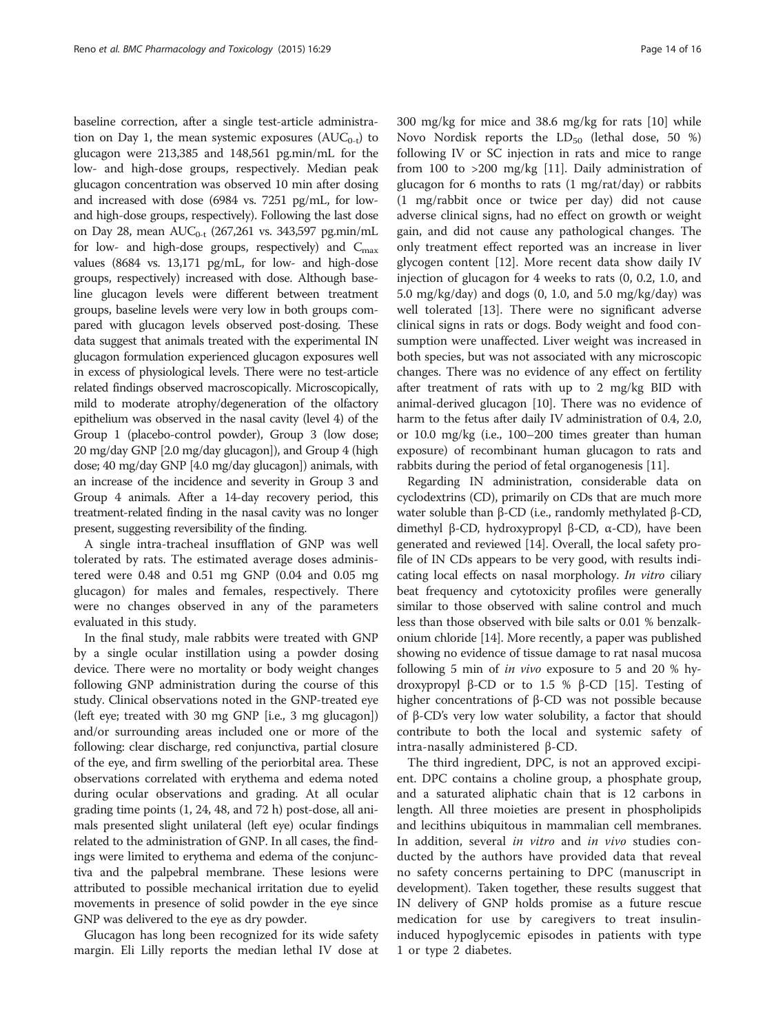baseline correction, after a single test-article administration on Day 1, the mean systemic exposures ($AUC_{0-t}$) to glucagon were 213,385 and 148,561 pg.min/mL for the low- and high-dose groups, respectively. Median peak glucagon concentration was observed 10 min after dosing and increased with dose (6984 vs. 7251 pg/mL, for low- and high-dose groups, respectively). Following the last dose on Day 28, mean $AUC_{0-t}$ (267,261 vs. 343,597 pg.min/mL for low- and high-dose groups, respectively) and $C_{max}$ values (8684 vs. 13,171 pg/mL, for low- and high-dose groups, respectively) increased with dose. Although baseline glucagon levels were different between treatment groups, baseline levels were very low in both groups compared with glucagon levels observed post-dosing. These data suggest that animals treated with the experimental IN glucagon formulation experienced glucagon exposures well in excess of physiological levels. There were no test-article related findings observed macroscopically. Microscopically, mild to moderate atrophy/degeneration of the olfactory epithelium was observed in the nasal cavity (level 4) of the Group 1 (placebo-control powder), Group 3 (low dose; 20 mg/day GNP [2.0 mg/day glucagon]), and Group 4 (high dose; 40 mg/day GNP [4.0 mg/day glucagon]) animals, with an increase of the incidence and severity in Group 3 and Group 4 animals. After a 14-day recovery period, this treatment-related finding in the nasal cavity was no longer present, suggesting reversibility of the finding.

A single intra-tracheal insufflation of GNP was well tolerated by rats. The estimated average doses administered were 0.48 and 0.51 mg GNP (0.04 and 0.05 mg glucagon) for males and females, respectively. There were no changes observed in any of the parameters evaluated in this study.

In the final study, male rabbits were treated with GNP by a single ocular instillation using a powder dosing device. There were no mortality or body weight changes following GNP administration during the course of this study. Clinical observations noted in the GNP-treated eye (left eye; treated with 30 mg GNP [i.e., 3 mg glucagon]) and/or surrounding areas included one or more of the following: clear discharge, red conjunctiva, partial closure of the eye, and firm swelling of the periorbital area. These observations correlated with erythema and edema noted during ocular observations and grading. At all ocular grading time points (1, 24, 48, and 72 h) post-dose, all animals presented slight unilateral (left eye) ocular findings related to the administration of GNP. In all cases, the findings were limited to erythema and edema of the conjunctiva and the palpebral membrane. These lesions were attributed to possible mechanical irritation due to eyelid movements in presence of solid powder in the eye since GNP was delivered to the eye as dry powder.

Glucagon has long been recognized for its wide safety margin. Eli Lilly reports the median lethal IV dose at 300 mg/kg for mice and 38.6 mg/kg for rats [10] while Novo Nordisk reports the $LD_{50}$ (lethal dose, 50 %) following IV or SC injection in rats and mice to range from 100 to >200 mg/kg [11]. Daily administration of glucagon for 6 months to rats (1 mg/rat/day) or rabbits (1 mg/rabbit once or twice per day) did not cause adverse clinical signs, had no effect on growth or weight gain, and did not cause any pathological changes. The only treatment effect reported was an increase in liver glycogen content [12]. More recent data show daily IV injection of glucagon for 4 weeks to rats (0, 0.2, 1.0, and 5.0 mg/kg/day) and dogs (0, 1.0, and 5.0 mg/kg/day) was well tolerated [13]. There were no significant adverse clinical signs in rats or dogs. Body weight and food consumption were unaffected. Liver weight was increased in both species, but was not associated with any microscopic changes. There was no evidence of any effect on fertility after treatment of rats with up to 2 mg/kg BID with animal-derived glucagon [10]. There was no evidence of harm to the fetus after daily IV administration of 0.4, 2.0, or 10.0 mg/kg (i.e., 100–200 times greater than human exposure) of recombinant human glucagon to rats and rabbits during the period of fetal organogenesis [11].

Regarding IN administration, considerable data on cyclodextrins (CD), primarily on CDs that are much more water soluble than β-CD (i.e., randomly methylated β-CD, dimethyl β-CD, hydroxypropyl β-CD, α-CD), have been generated and reviewed [14]. Overall, the local safety profile of IN CDs appears to be very good, with results indicating local effects on nasal morphology. *In vitro* ciliary beat frequency and cytotoxicity profiles were generally similar to those observed with saline control and much less than those observed with bile salts or 0.01 % benzalkonium chloride [14]. More recently, a paper was published showing no evidence of tissue damage to rat nasal mucosa following 5 min of *in vivo* exposure to 5 and 20 % hydroxypropyl β-CD or to 1.5 % β-CD [15]. Testing of higher concentrations of β-CD was not possible because of β-CD's very low water solubility, a factor that should contribute to both the local and systemic safety of intra-nasally administered β-CD.

The third ingredient, DPC, is not an approved excipient. DPC contains a choline group, a phosphate group, and a saturated aliphatic chain that is 12 carbons in length. All three moieties are present in phospholipids and lecithins ubiquitous in mammalian cell membranes. In addition, several *in vitro* and *in vivo* studies conducted by the authors have provided data that reveal no safety concerns pertaining to DPC (manuscript in development). Taken together, these results suggest that IN delivery of GNP holds promise as a future rescue medication for use by caregivers to treat insulin-induced hypoglycemic episodes in patients with type 1 or type 2 diabetes.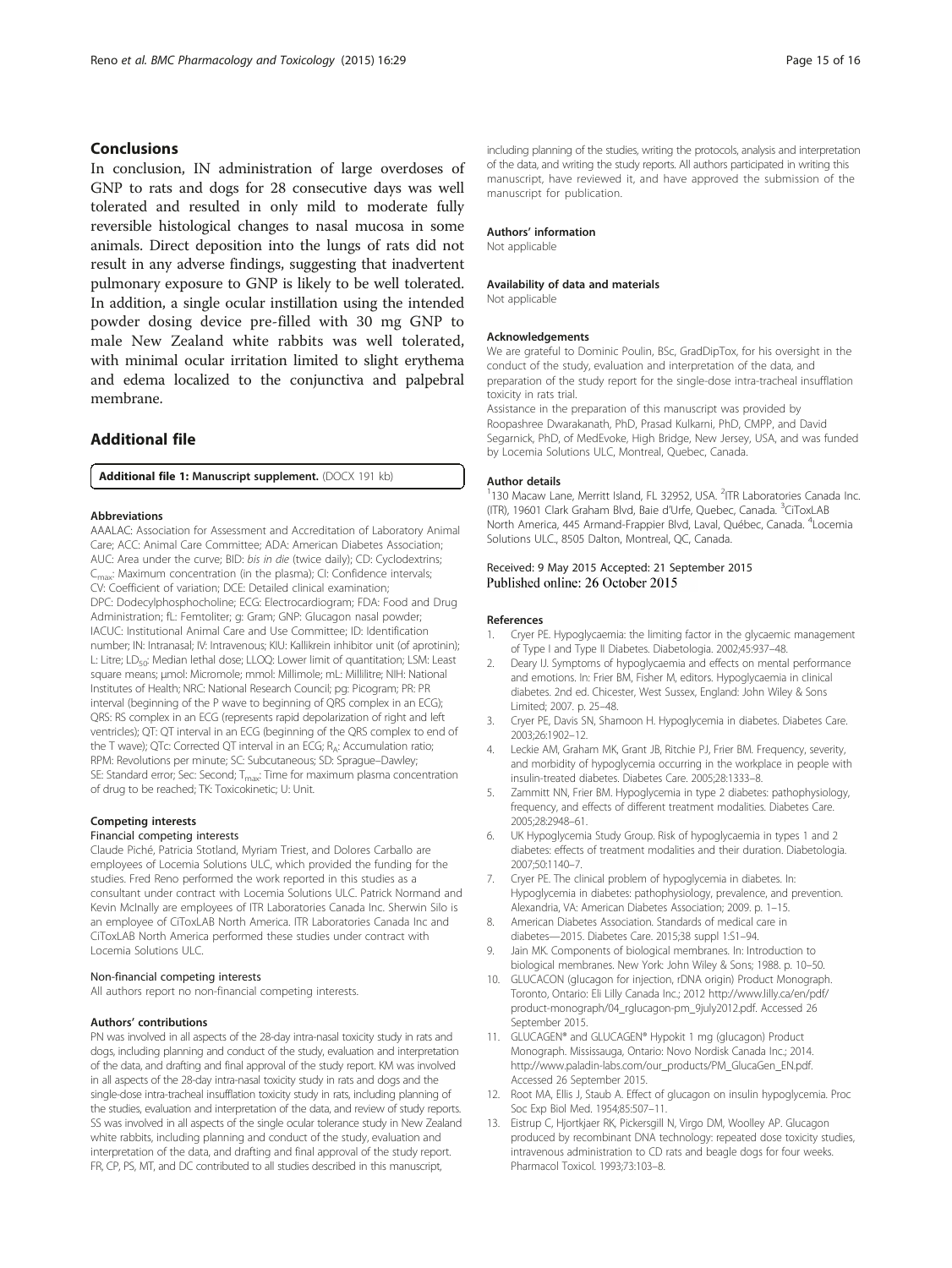## Conclusions

In conclusion, IN administration of large overdoses of GNP to rats and dogs for 28 consecutive days was well tolerated and resulted in only mild to moderate fully reversible histological changes to nasal mucosa in some animals. Direct deposition into the lungs of rats did not result in any adverse findings, suggesting that inadvertent pulmonary exposure to GNP is likely to be well tolerated. In addition, a single ocular instillation using the intended powder dosing device pre-filled with 30 mg GNP to male New Zealand white rabbits was well tolerated, with minimal ocular irritation limited to slight erythema and edema localized to the conjunctiva and palpebral membrane.

## Additional file

**Additional file 1: Manuscript supplement.** (DOCX 191 kb)

#### Abbreviations

AAALAC: Association for Assessment and Accreditation of Laboratory Animal Care; ACC: Animal Care Committee; ADA: American Diabetes Association; AUC: Area under the curve; BID: *bis in die* (twice daily); CD: Cyclodextrins; $C_{max}$: Maximum concentration (in the plasma); CI: Confidence intervals; CV: Coefficient of variation; DCE: Detailed clinical examination; DPC: Dodecylphosphocholine; ECG: Electrocardiogram; FDA: Food and Drug Administration; fL: Femtoliter; g: Gram; GNP: Glucagon nasal powder; IACUC: Institutional Animal Care and Use Committee; ID: Identification number; IN: Intranasal; IV: Intravenous; KIU: Kallikrein inhibitor unit (of aprotinin); L: Litre; $LD_{50}$: Median lethal dose; LLOQ: Lower limit of quantitation; LSM: Least square means; µmol: Micromole; mmol: Millimole; mL: Millilitre; NIH: National Institutes of Health; NRC: National Research Council; pg: Picogram; PR: PR interval (beginning of the P wave to beginning of QRS complex in an ECG); QRS: RS complex in an ECG (represents rapid depolarization of right and left ventricles); QT: QT interval in an ECG (beginning of the QRS complex to end of the T wave); QTc: Corrected QT interval in an ECG; $R_A$: Accumulation ratio; RPM: Revolutions per minute; SC: Subcutaneous; SD: Sprague–Dawley; SE: Standard error; Sec: Second; $T_{max}$: Time for maximum plasma concentration of drug to be reached; TK: Toxicokinetic; U: Unit.

#### Competing interests

##### Financial competing interests

Claude Piché, Patricia Stotland, Myriam Triest, and Dolores Carballo are employees of Locemia Solutions ULC, which provided the funding for the studies. Fred Reno performed the work reported in this studies as a consultant under contract with Locemia Solutions ULC. Patrick Normand and Kevin McInally are employees of ITR Laboratories Canada Inc. Sherwin Silo is an employee of CiToxLAB North America. ITR Laboratories Canada Inc and CiToxLAB North America performed these studies under contract with Locemia Solutions ULC.

##### Non-financial competing interests

All authors report no non-financial competing interests.

#### Authors' contributions

PN was involved in all aspects of the 28-day intra-nasal toxicity study in rats and dogs, including planning and conduct of the study, evaluation and interpretation of the data, and drafting and final approval of the study report. KM was involved in all aspects of the 28-day intra-nasal toxicity study in rats and dogs and the single-dose intra-tracheal insufflation toxicity study in rats, including planning of the studies, evaluation and interpretation of the data, and review of study reports. SS was involved in all aspects of the single ocular tolerance study in New Zealand white rabbits, including planning and conduct of the study, evaluation and interpretation of the data, and drafting and final approval of the study report. FR, CP, PS, MT, and DC contributed to all studies described in this manuscript, including planning of the studies, writing the protocols, analysis and interpretation of the data, and writing the study reports. All authors participated in writing this manuscript, have reviewed it, and have approved the submission of the manuscript for publication.

#### Authors' information

Not applicable

#### Availability of data and materials

Not applicable

#### Acknowledgements

We are grateful to Dominic Poulin, BSc, GradDipTox, for his oversight in the conduct of the study, evaluation and interpretation of the data, and preparation of the study report for the single-dose intra-tracheal insufflation toxicity in rats trial.

Assistance in the preparation of this manuscript was provided by Roopashree Dwarakanath, PhD, Prasad Kulkarni, PhD, CMPP, and David Segarnick, PhD, of MedEvoke, High Bridge, New Jersey, USA, and was funded by Locemia Solutions ULC, Montreal, Quebec, Canada.

#### Author details

[1]130 Macaw Lane, Merritt Island, FL 32952, USA. [2]ITR Laboratories Canada Inc. (ITR), 19601 Clark Graham Blvd, Baie d'Urfe, Quebec, Canada. [3]CiToxLAB North America, 445 Armand-Frappier Blvd, Laval, Québec, Canada. [4]Locemia Solutions ULC., 8505 Dalton, Montreal, QC, Canada.

Received: 9 May 2015 Accepted: 21 September 2015
Published online: 26 October 2015

#### References

1. Cryer PE. Hypoglycaemia: the limiting factor in the glycaemic management of Type I and Type II Diabetes. Diabetologia. 2002;45:937–48.
2. Deary IJ. Symptoms of hypoglycaemia and effects on mental performance and emotions. In: Frier BM, Fisher M, editors. Hypoglycaemia in clinical diabetes. 2nd ed. Chicester, West Sussex, England: John Wiley & Sons Limited; 2007. p. 25–48.
3. Cryer PE, Davis SN, Shamoon H. Hypoglycemia in diabetes. Diabetes Care. 2003;26:1902–12.
4. Leckie AM, Graham MK, Grant JB, Ritchie PJ, Frier BM. Frequency, severity, and morbidity of hypoglycemia occurring in the workplace in people with insulin-treated diabetes. Diabetes Care. 2005;28:1333–8.
5. Zammitt NN, Frier BM. Hypoglycemia in type 2 diabetes: pathophysiology, frequency, and effects of different treatment modalities. Diabetes Care. 2005;28:2948–61.
6. UK Hypoglycemia Study Group. Risk of hypoglycemia in types 1 and 2 diabetes: effects of treatment modalities and their duration. Diabetologia. 2007;50:1140–7.
7. Cryer PE. The clinical problem of hypoglycemia in diabetes. In: Hypoglycemia in diabetes: pathophysiology, prevalence, and prevention. Alexandria, VA: American Diabetes Association; 2009. p. 1–15.
8. American Diabetes Association. Standards of medical care in diabetes—2015. Diabetes Care. 2015;38 suppl 1:S1–94.
9. Jain MK. Components of biological membranes. In: Introduction to biological membranes. New York: John Wiley & Sons; 1988. p. 10–50.
10. GLUCACON (glucagon for injection, rDNA origin) Product Monograph. Toronto, Ontario: Eli Lilly Canada Inc.; 2012 http://www.lilly.ca/en/pdf/product-monograph/04_rglucagon-pm_9july2012.pdf. Accessed 26 September 2015.
11. GLUCAGEN® and GLUCAGEN® Hypokit 1 mg (glucagon) Product Monograph. Mississauga, Ontario: Novo Nordisk Canada Inc.; 2014. http://www.paladin-labs.com/our_products/PM_GlucaGen_EN.pdf. Accessed 26 September 2015.
12. Root MA, Ellis J, Staub A. Effect of glucagon on insulin hypoglycemia. Proc Soc Exp Biol Med. 1954;85:507–11.
13. Eistrup C, Hjortkjaer RK, Pickersgill N, Virgo DM, Woolley AP. Glucagon produced by recombinant DNA technology: repeated dose toxicity studies, intravenous administration to CD rats and beagle dogs for four weeks. Pharmacol Toxicol. 1993;73:103–8.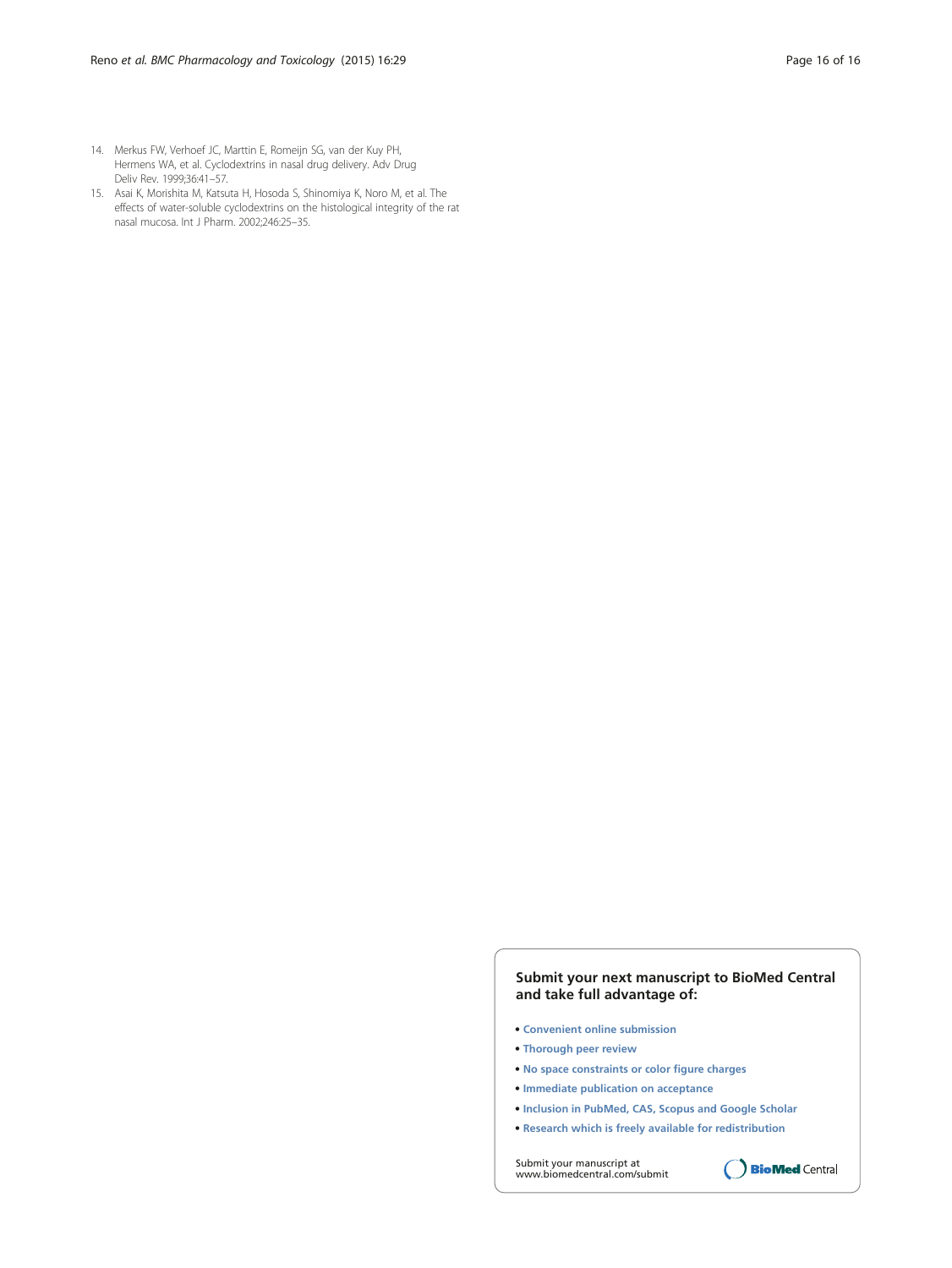14. Merkus FW, Verhoef JC, Marttin E, Romeijn SG, van der Kuy PH, Hermens WA, et al. Cyclodextrins in nasal drug delivery. Adv Drug Deliv Rev. 1999;36:41–57.
15. Asai K, Morishita M, Katsuta H, Hosoda S, Shinomiya K, Noro M, et al. The effects of water-soluble cyclodextrins on the histological integrity of the rat nasal mucosa. Int J Pharm. 2002;246:25–35.

**Submit your next manuscript to BioMed Central and take full advantage of:**

- **Convenient online submission**
- **Thorough peer review**
- **No space constraints or color figure charges**
- **Immediate publication on acceptance**
- **Inclusion in PubMed, CAS, Scopus and Google Scholar**
- **Research which is freely available for redistribution**

Submit your manuscript at
www.biomedcentral.com/submit

BioMed Central